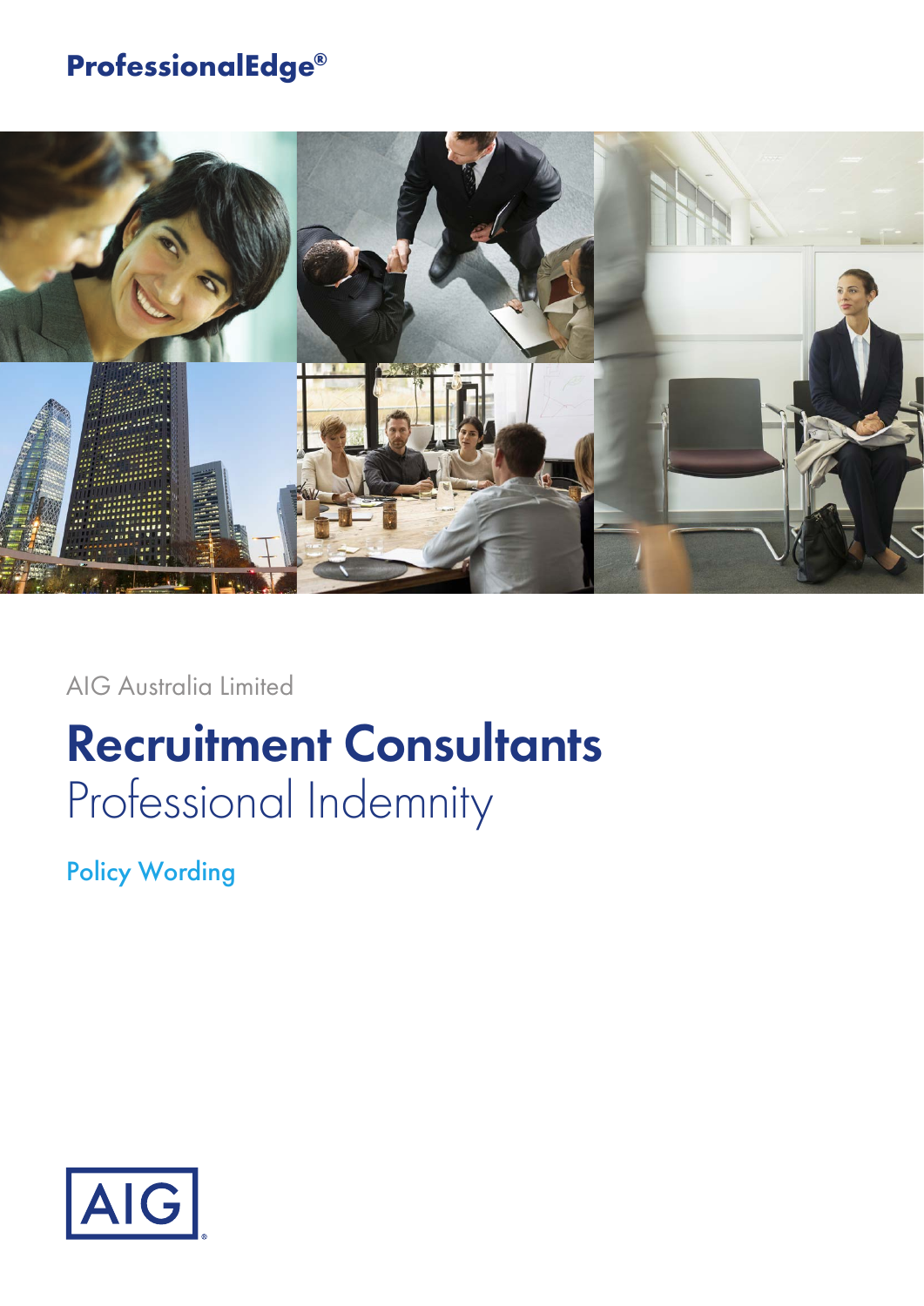**ProfessionalEdge®**

AIG Australia Limited

# Recruitment Consultants
## Professional Indemnity

### Policy Wording

AIG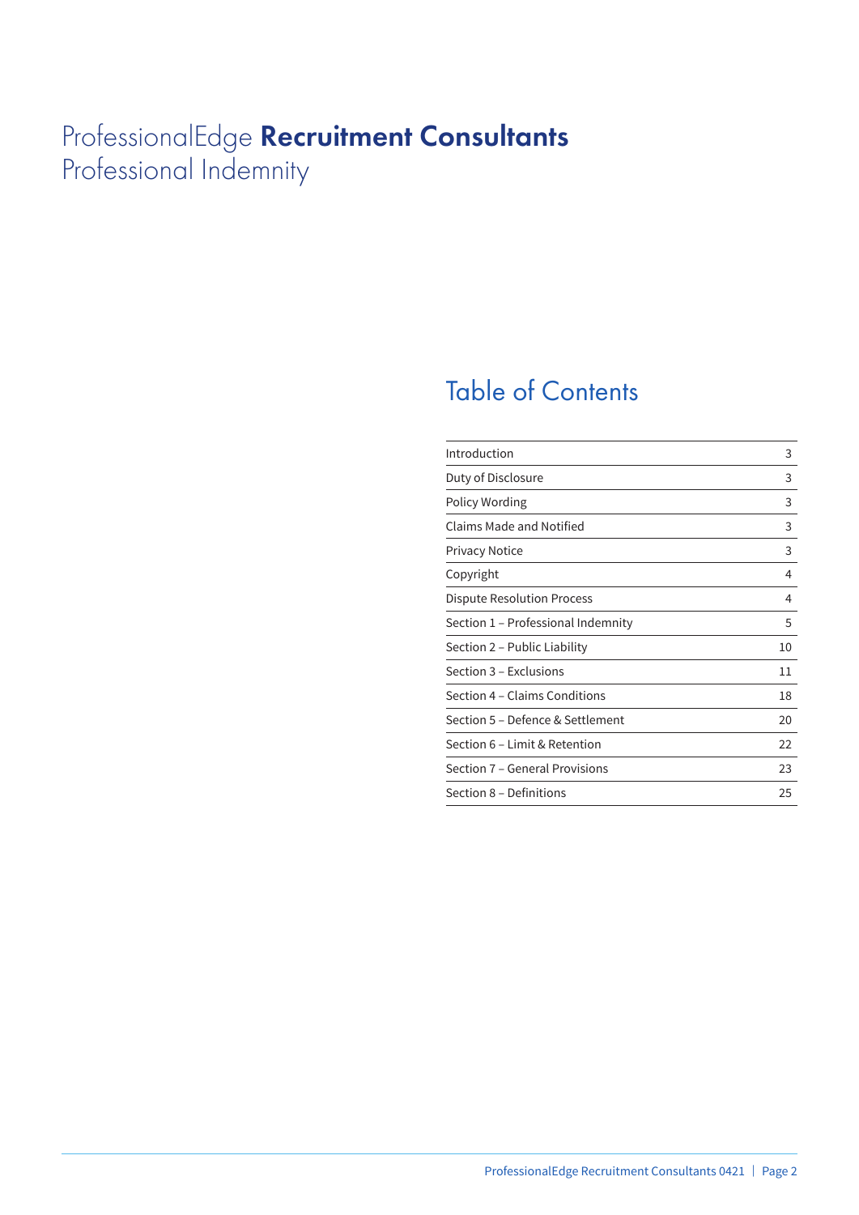# ProfessionalEdge **Recruitment Consultants**
Professional Indemnity

## Table of Contents

| | |
|---|---|
| Introduction | 3 |
| Duty of Disclosure | 3 |
| Policy Wording | 3 |
| Claims Made and Notified | 3 |
| Privacy Notice | 3 |
| Copyright | 4 |
| Dispute Resolution Process | 4 |
| Section 1 – Professional Indemnity | 5 |
| Section 2 – Public Liability | 10 |
| Section 3 – Exclusions | 11 |
| Section 4 – Claims Conditions | 18 |
| Section 5 – Defence & Settlement | 20 |
| Section 6 – Limit & Retention | 22 |
| Section 7 – General Provisions | 23 |
| Section 8 – Definitions | 25 |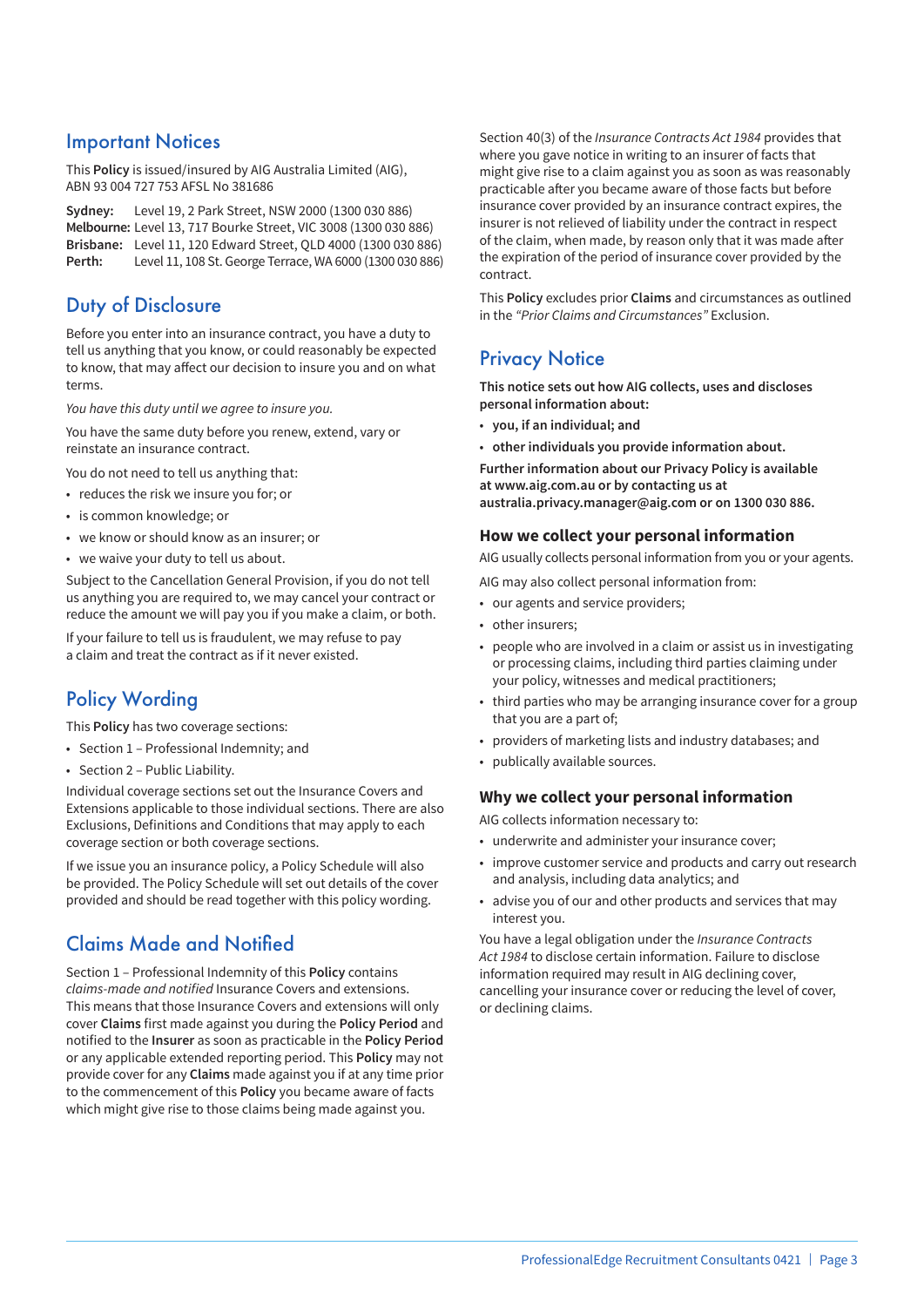## Important Notices

This **Policy** is issued/insured by AIG Australia Limited (AIG), ABN 93 004 727 753 AFSL No 381686

**Sydney:** Level 19, 2 Park Street, NSW 2000 (1300 030 886)
**Melbourne:** Level 13, 717 Bourke Street, VIC 3008 (1300 030 886)
**Brisbane:** Level 11, 120 Edward Street, QLD 4000 (1300 030 886)
**Perth:** Level 11, 108 St. George Terrace, WA 6000 (1300 030 886)

## Duty of Disclosure

Before you enter into an insurance contract, you have a duty to tell us anything that you know, or could reasonably be expected to know, that may affect our decision to insure you and on what terms.

*You have this duty until we agree to insure you.*

You have the same duty before you renew, extend, vary or reinstate an insurance contract.

You do not need to tell us anything that:

- reduces the risk we insure you for; or
- is common knowledge; or
- we know or should know as an insurer; or
- we waive your duty to tell us about.

Subject to the Cancellation General Provision, if you do not tell us anything you are required to, we may cancel your contract or reduce the amount we will pay you if you make a claim, or both.

If your failure to tell us is fraudulent, we may refuse to pay a claim and treat the contract as if it never existed.

## Policy Wording

This **Policy** has two coverage sections:

- Section 1 – Professional Indemnity; and
- Section 2 – Public Liability.

Individual coverage sections set out the Insurance Covers and Extensions applicable to those individual sections. There are also Exclusions, Definitions and Conditions that may apply to each coverage section or both coverage sections.

If we issue you an insurance policy, a Policy Schedule will also be provided. The Policy Schedule will set out details of the cover provided and should be read together with this policy wording.

## Claims Made and Notified

Section 1 – Professional Indemnity of this **Policy** contains *claims-made and notified* Insurance Covers and extensions. This means that those Insurance Covers and extensions will only cover **Claims** first made against you during the **Policy Period** and notified to the **Insurer** as soon as practicable in the **Policy Period** or any applicable extended reporting period. This **Policy** may not provide cover for any **Claims** made against you if at any time prior to the commencement of this **Policy** you became aware of facts which might give rise to those claims being made against you.

Section 40(3) of the *Insurance Contracts Act 1984* provides that where you gave notice in writing to an insurer of facts that might give rise to a claim against you as soon as was reasonably practicable after you became aware of those facts but before insurance cover provided by an insurance contract expires, the insurer is not relieved of liability under the contract in respect of the claim, when made, by reason only that it was made after the expiration of the period of insurance cover provided by the contract.

This **Policy** excludes prior **Claims** and circumstances as outlined in the *"Prior Claims and Circumstances"* Exclusion.

## Privacy Notice

**This notice sets out how AIG collects, uses and discloses personal information about:**

- **you, if an individual; and**
- **other individuals you provide information about.**

**Further information about our Privacy Policy is available at www.aig.com.au or by contacting us at australia.privacy.manager@aig.com or on 1300 030 886.**

### How we collect your personal information

AIG usually collects personal information from you or your agents.

AIG may also collect personal information from:

- our agents and service providers;
- other insurers;
- people who are involved in a claim or assist us in investigating or processing claims, including third parties claiming under your policy, witnesses and medical practitioners;
- third parties who may be arranging insurance cover for a group that you are a part of;
- providers of marketing lists and industry databases; and
- publically available sources.

### Why we collect your personal information

AIG collects information necessary to:

- underwrite and administer your insurance cover;
- improve customer service and products and carry out research and analysis, including data analytics; and
- advise you of our and other products and services that may interest you.

You have a legal obligation under the *Insurance Contracts Act 1984* to disclose certain information. Failure to disclose information required may result in AIG declining cover, cancelling your insurance cover or reducing the level of cover, or declining claims.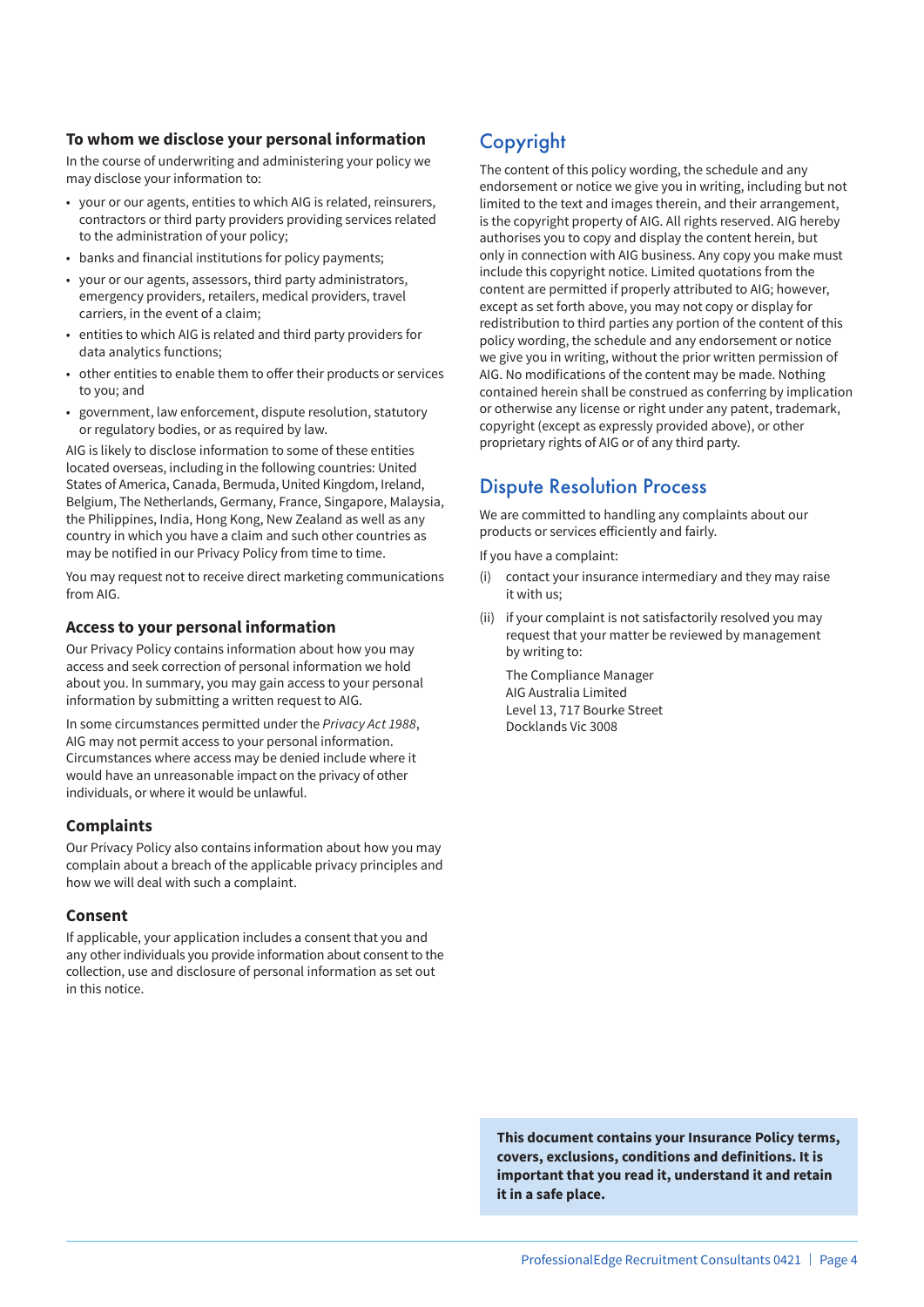### To whom we disclose your personal information

In the course of underwriting and administering your policy we may disclose your information to:

- your or our agents, entities to which AIG is related, reinsurers, contractors or third party providers providing services related to the administration of your policy;
- banks and financial institutions for policy payments;
- your or our agents, assessors, third party administrators, emergency providers, retailers, medical providers, travel carriers, in the event of a claim;
- entities to which AIG is related and third party providers for data analytics functions;
- other entities to enable them to offer their products or services to you; and
- government, law enforcement, dispute resolution, statutory or regulatory bodies, or as required by law.

AIG is likely to disclose information to some of these entities located overseas, including in the following countries: United States of America, Canada, Bermuda, United Kingdom, Ireland, Belgium, The Netherlands, Germany, France, Singapore, Malaysia, the Philippines, India, Hong Kong, New Zealand as well as any country in which you have a claim and such other countries as may be notified in our Privacy Policy from time to time.

You may request not to receive direct marketing communications from AIG.

### Access to your personal information

Our Privacy Policy contains information about how you may access and seek correction of personal information we hold about you. In summary, you may gain access to your personal information by submitting a written request to AIG.

In some circumstances permitted under the *Privacy Act 1988*, AIG may not permit access to your personal information. Circumstances where access may be denied include where it would have an unreasonable impact on the privacy of other individuals, or where it would be unlawful.

### Complaints

Our Privacy Policy also contains information about how you may complain about a breach of the applicable privacy principles and how we will deal with such a complaint.

### Consent

If applicable, your application includes a consent that you and any other individuals you provide information about consent to the collection, use and disclosure of personal information as set out in this notice.

## Copyright

The content of this policy wording, the schedule and any endorsement or notice we give you in writing, including but not limited to the text and images therein, and their arrangement, is the copyright property of AIG. All rights reserved. AIG hereby authorises you to copy and display the content herein, but only in connection with AIG business. Any copy you make must include this copyright notice. Limited quotations from the content are permitted if properly attributed to AIG; however, except as set forth above, you may not copy or display for redistribution to third parties any portion of the content of this policy wording, the schedule and any endorsement or notice we give you in writing, without the prior written permission of AIG. No modifications of the content may be made. Nothing contained herein shall be construed as conferring by implication or otherwise any license or right under any patent, trademark, copyright (except as expressly provided above), or other proprietary rights of AIG or of any third party.

## Dispute Resolution Process

We are committed to handling any complaints about our products or services efficiently and fairly.

If you have a complaint:

(i) contact your insurance intermediary and they may raise it with us;

(ii) if your complaint is not satisfactorily resolved you may request that your matter be reviewed by management by writing to:

The Compliance Manager
AIG Australia Limited
Level 13, 717 Bourke Street
Docklands Vic 3008

**This document contains your Insurance Policy terms, covers, exclusions, conditions and definitions. It is important that you read it, understand it and retain it in a safe place.**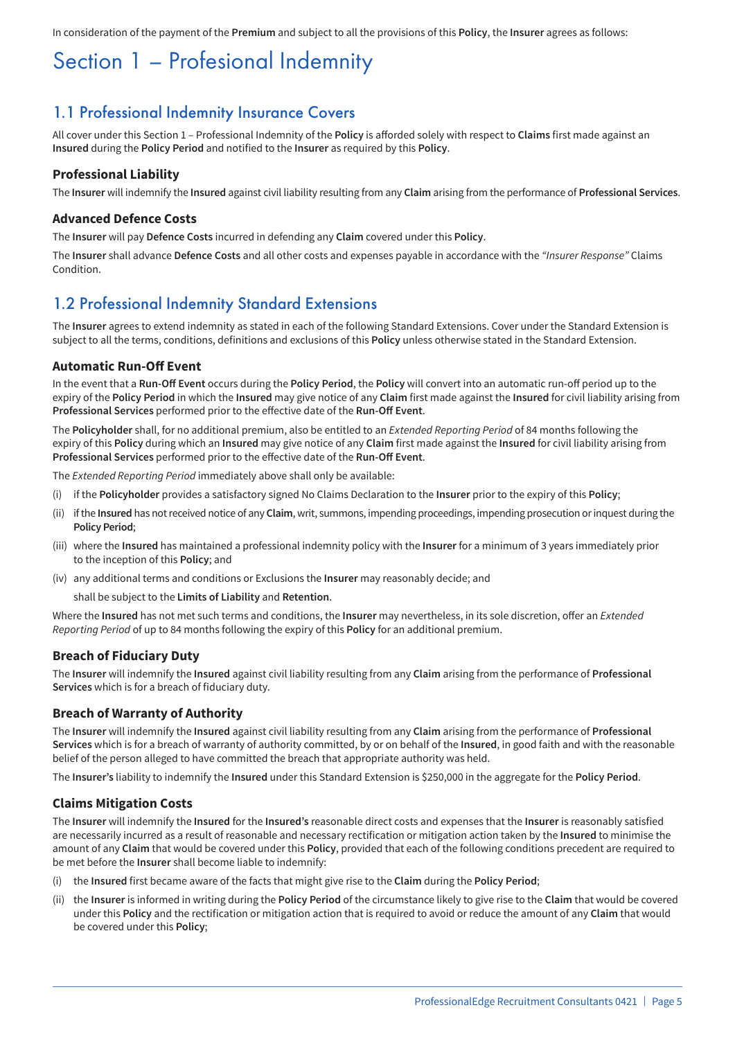In consideration of the payment of the **Premium** and subject to all the provisions of this **Policy**, the **Insurer** agrees as follows:

# Section 1 – Profesional Indemnity

## 1.1 Professional Indemnity Insurance Covers

All cover under this Section 1 – Professional Indemnity of the **Policy** is afforded solely with respect to **Claims** first made against an **Insured** during the **Policy Period** and notified to the **Insurer** as required by this **Policy**.

### Professional Liability

The **Insurer** will indemnify the **Insured** against civil liability resulting from any **Claim** arising from the performance of **Professional Services**.

### Advanced Defence Costs

The **Insurer** will pay **Defence Costs** incurred in defending any **Claim** covered under this **Policy**.

The **Insurer** shall advance **Defence Costs** and all other costs and expenses payable in accordance with the *"Insurer Response"* Claims Condition.

## 1.2 Professional Indemnity Standard Extensions

The **Insurer** agrees to extend indemnity as stated in each of the following Standard Extensions. Cover under the Standard Extension is subject to all the terms, conditions, definitions and exclusions of this **Policy** unless otherwise stated in the Standard Extension.

### Automatic Run-Off Event

In the event that a **Run-Off Event** occurs during the **Policy Period**, the **Policy** will convert into an automatic run-off period up to the expiry of the **Policy Period** in which the **Insured** may give notice of any **Claim** first made against the **Insured** for civil liability arising from **Professional Services** performed prior to the effective date of the **Run-Off Event**.

The **Policyholder** shall, for no additional premium, also be entitled to an *Extended Reporting Period* of 84 months following the expiry of this **Policy** during which an **Insured** may give notice of any **Claim** first made against the **Insured** for civil liability arising from **Professional Services** performed prior to the effective date of the **Run-Off Event**.

The *Extended Reporting Period* immediately above shall only be available:

(i) if the **Policyholder** provides a satisfactory signed No Claims Declaration to the **Insurer** prior to the expiry of this **Policy**;

(ii) if the **Insured** has not received notice of any **Claim**, writ, summons, impending proceedings, impending prosecution or inquest during the **Policy Period**;

(iii) where the **Insured** has maintained a professional indemnity policy with the **Insurer** for a minimum of 3 years immediately prior to the inception of this **Policy**; and

(iv) any additional terms and conditions or Exclusions the **Insurer** may reasonably decide; and

shall be subject to the **Limits of Liability** and **Retention**.

Where the **Insured** has not met such terms and conditions, the **Insurer** may nevertheless, in its sole discretion, offer an *Extended Reporting Period* of up to 84 months following the expiry of this **Policy** for an additional premium.

### Breach of Fiduciary Duty

The **Insurer** will indemnify the **Insured** against civil liability resulting from any **Claim** arising from the performance of **Professional Services** which is for a breach of fiduciary duty.

### Breach of Warranty of Authority

The **Insurer** will indemnify the **Insured** against civil liability resulting from any **Claim** arising from the performance of **Professional Services** which is for a breach of warranty of authority committed, by or on behalf of the **Insured**, in good faith and with the reasonable belief of the person alleged to have committed the breach that appropriate authority was held.

The **Insurer's** liability to indemnify the **Insured** under this Standard Extension is $250,000 in the aggregate for the **Policy Period**.

### Claims Mitigation Costs

The **Insurer** will indemnify the **Insured** for the **Insured's** reasonable direct costs and expenses that the **Insurer** is reasonably satisfied are necessarily incurred as a result of reasonable and necessary rectification or mitigation action taken by the **Insured** to minimise the amount of any **Claim** that would be covered under this **Policy**, provided that each of the following conditions precedent are required to be met before the **Insurer** shall become liable to indemnify:

(i) the **Insured** first became aware of the facts that might give rise to the **Claim** during the **Policy Period**;

(ii) the **Insurer** is informed in writing during the **Policy Period** of the circumstance likely to give rise to the **Claim** that would be covered under this **Policy** and the rectification or mitigation action that is required to avoid or reduce the amount of any **Claim** that would be covered under this **Policy**;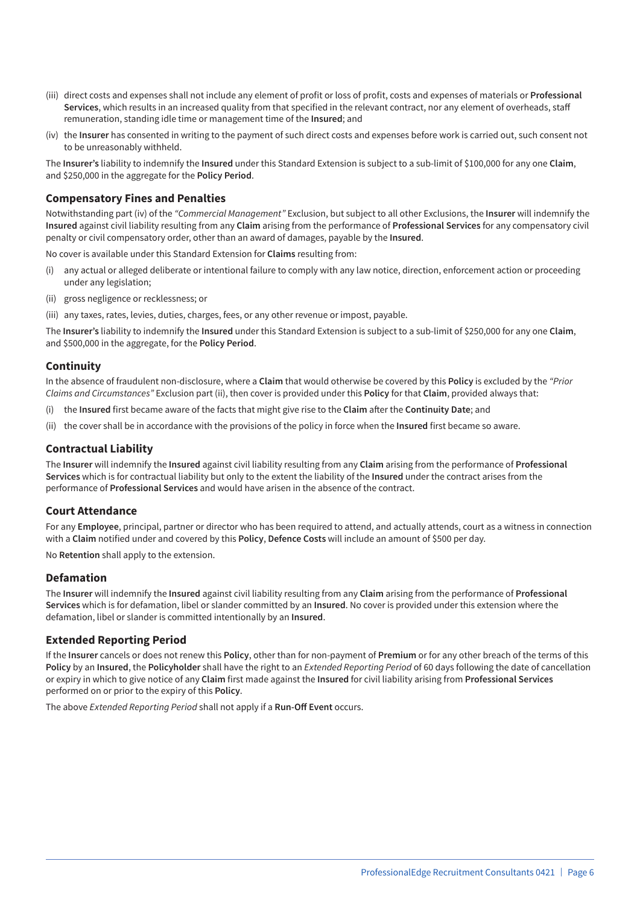(iii) direct costs and expenses shall not include any element of profit or loss of profit, costs and expenses of materials or **Professional Services**, which results in an increased quality from that specified in the relevant contract, nor any element of overheads, staff remuneration, standing idle time or management time of the **Insured**; and

(iv) the **Insurer** has consented in writing to the payment of such direct costs and expenses before work is carried out, such consent not to be unreasonably withheld.

The **Insurer's** liability to indemnify the **Insured** under this Standard Extension is subject to a sub-limit of $100,000 for any one **Claim**, and $250,000 in the aggregate for the **Policy Period**.

### Compensatory Fines and Penalties

Notwithstanding part (iv) of the *"Commercial Management"* Exclusion, but subject to all other Exclusions, the **Insurer** will indemnify the **Insured** against civil liability resulting from any **Claim** arising from the performance of **Professional Services** for any compensatory civil penalty or civil compensatory order, other than an award of damages, payable by the **Insured**.

No cover is available under this Standard Extension for **Claims** resulting from:

(i) any actual or alleged deliberate or intentional failure to comply with any law notice, direction, enforcement action or proceeding under any legislation;

(ii) gross negligence or recklessness; or

(iii) any taxes, rates, levies, duties, charges, fees, or any other revenue or impost, payable.

The **Insurer's** liability to indemnify the **Insured** under this Standard Extension is subject to a sub-limit of $250,000 for any one **Claim**, and $500,000 in the aggregate, for the **Policy Period**.

### Continuity

In the absence of fraudulent non-disclosure, where a **Claim** that would otherwise be covered by this **Policy** is excluded by the *"Prior Claims and Circumstances"* Exclusion part (ii), then cover is provided under this **Policy** for that **Claim**, provided always that:

(i) the **Insured** first became aware of the facts that might give rise to the **Claim** after the **Continuity Date**; and

(ii) the cover shall be in accordance with the provisions of the policy in force when the **Insured** first became so aware.

### Contractual Liability

The **Insurer** will indemnify the **Insured** against civil liability resulting from any **Claim** arising from the performance of **Professional Services** which is for contractual liability but only to the extent the liability of the **Insured** under the contract arises from the performance of **Professional Services** and would have arisen in the absence of the contract.

### Court Attendance

For any **Employee**, principal, partner or director who has been required to attend, and actually attends, court as a witness in connection with a **Claim** notified under and covered by this **Policy**, **Defence Costs** will include an amount of $500 per day.

No **Retention** shall apply to the extension.

### Defamation

The **Insurer** will indemnify the **Insured** against civil liability resulting from any **Claim** arising from the performance of **Professional Services** which is for defamation, libel or slander committed by an **Insured**. No cover is provided under this extension where the defamation, libel or slander is committed intentionally by an **Insured**.

### Extended Reporting Period

If the **Insurer** cancels or does not renew this **Policy**, other than for non-payment of **Premium** or for any other breach of the terms of this **Policy** by an **Insured**, the **Policyholder** shall have the right to an *Extended Reporting Period* of 60 days following the date of cancellation or expiry in which to give notice of any **Claim** first made against the **Insured** for civil liability arising from **Professional Services** performed on or prior to the expiry of this **Policy**.

The above *Extended Reporting Period* shall not apply if a **Run-Off Event** occurs.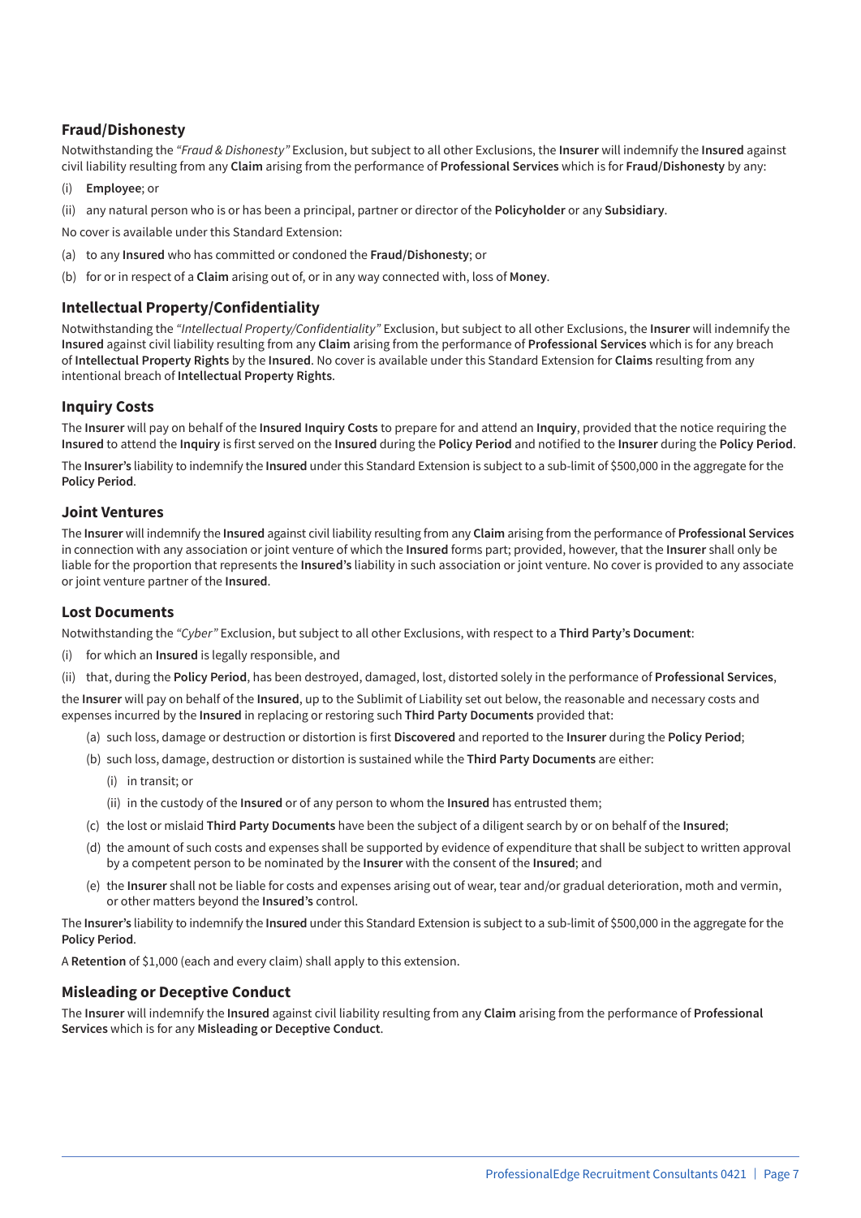### Fraud/Dishonesty

Notwithstanding the *"Fraud & Dishonesty"* Exclusion, but subject to all other Exclusions, the **Insurer** will indemnify the **Insured** against civil liability resulting from any **Claim** arising from the performance of **Professional Services** which is for **Fraud/Dishonesty** by any:

(i) **Employee**; or

(ii) any natural person who is or has been a principal, partner or director of the **Policyholder** or any **Subsidiary**.

No cover is available under this Standard Extension:

(a) to any **Insured** who has committed or condoned the **Fraud/Dishonesty**; or

(b) for or in respect of a **Claim** arising out of, or in any way connected with, loss of **Money**.

### Intellectual Property/Confidentiality

Notwithstanding the *"Intellectual Property/Confidentiality"* Exclusion, but subject to all other Exclusions, the **Insurer** will indemnify the **Insured** against civil liability resulting from any **Claim** arising from the performance of **Professional Services** which is for any breach of **Intellectual Property Rights** by the **Insured**. No cover is available under this Standard Extension for **Claims** resulting from any intentional breach of **Intellectual Property Rights**.

### Inquiry Costs

The **Insurer** will pay on behalf of the **Insured Inquiry Costs** to prepare for and attend an **Inquiry**, provided that the notice requiring the **Insured** to attend the **Inquiry** is first served on the **Insured** during the **Policy Period** and notified to the **Insurer** during the **Policy Period**.

The **Insurer's** liability to indemnify the **Insured** under this Standard Extension is subject to a sub-limit of $500,000 in the aggregate for the **Policy Period**.

### Joint Ventures

The **Insurer** will indemnify the **Insured** against civil liability resulting from any **Claim** arising from the performance of **Professional Services** in connection with any association or joint venture of which the **Insured** forms part; provided, however, that the **Insurer** shall only be liable for the proportion that represents the **Insured's** liability in such association or joint venture. No cover is provided to any associate or joint venture partner of the **Insured**.

### Lost Documents

Notwithstanding the *"Cyber"* Exclusion, but subject to all other Exclusions, with respect to a **Third Party's Document**:

(i) for which an **Insured** is legally responsible, and

(ii) that, during the **Policy Period**, has been destroyed, damaged, lost, distorted solely in the performance of **Professional Services**,

the **Insurer** will pay on behalf of the **Insured**, up to the Sublimit of Liability set out below, the reasonable and necessary costs and expenses incurred by the **Insured** in replacing or restoring such **Third Party Documents** provided that:

- (a) such loss, damage or destruction or distortion is first **Discovered** and reported to the **Insurer** during the **Policy Period**;
- (b) such loss, damage, destruction or distortion is sustained while the **Third Party Documents** are either:
  - (i) in transit; or
  - (ii) in the custody of the **Insured** or of any person to whom the **Insured** has entrusted them;
- (c) the lost or mislaid **Third Party Documents** have been the subject of a diligent search by or on behalf of the **Insured**;
- (d) the amount of such costs and expenses shall be supported by evidence of expenditure that shall be subject to written approval by a competent person to be nominated by the **Insurer** with the consent of the **Insured**; and
- (e) the **Insurer** shall not be liable for costs and expenses arising out of wear, tear and/or gradual deterioration, moth and vermin, or other matters beyond the **Insured's** control.

The **Insurer's** liability to indemnify the **Insured** under this Standard Extension is subject to a sub-limit of $500,000 in the aggregate for the **Policy Period**.

A **Retention** of $1,000 (each and every claim) shall apply to this extension.

### Misleading or Deceptive Conduct

The **Insurer** will indemnify the **Insured** against civil liability resulting from any **Claim** arising from the performance of **Professional Services** which is for any **Misleading or Deceptive Conduct**.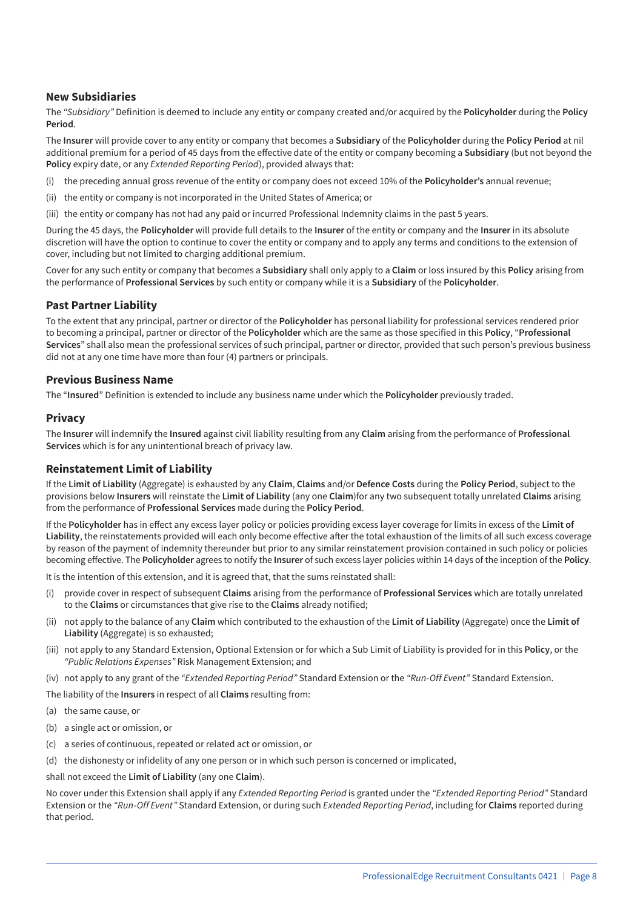### New Subsidiaries

The *"Subsidiary"* Definition is deemed to include any entity or company created and/or acquired by the **Policyholder** during the **Policy Period**.

The **Insurer** will provide cover to any entity or company that becomes a **Subsidiary** of the **Policyholder** during the **Policy Period** at nil additional premium for a period of 45 days from the effective date of the entity or company becoming a **Subsidiary** (but not beyond the **Policy** expiry date, or any *Extended Reporting Period*), provided always that:

(i) the preceding annual gross revenue of the entity or company does not exceed 10% of the **Policyholder's** annual revenue;

(ii) the entity or company is not incorporated in the United States of America; or

(iii) the entity or company has not had any paid or incurred Professional Indemnity claims in the past 5 years.

During the 45 days, the **Policyholder** will provide full details to the **Insurer** of the entity or company and the **Insurer** in its absolute discretion will have the option to continue to cover the entity or company and to apply any terms and conditions to the extension of cover, including but not limited to charging additional premium.

Cover for any such entity or company that becomes a **Subsidiary** shall only apply to a **Claim** or loss insured by this **Policy** arising from the performance of **Professional Services** by such entity or company while it is a **Subsidiary** of the **Policyholder**.

### Past Partner Liability

To the extent that any principal, partner or director of the **Policyholder** has personal liability for professional services rendered prior to becoming a principal, partner or director of the **Policyholder** which are the same as those specified in this **Policy**, "**Professional Services**" shall also mean the professional services of such principal, partner or director, provided that such person's previous business did not at any one time have more than four (4) partners or principals.

### Previous Business Name

The "**Insured**" Definition is extended to include any business name under which the **Policyholder** previously traded.

### Privacy

The **Insurer** will indemnify the **Insured** against civil liability resulting from any **Claim** arising from the performance of **Professional Services** which is for any unintentional breach of privacy law.

### Reinstatement Limit of Liability

If the **Limit of Liability** (Aggregate) is exhausted by any **Claim**, **Claims** and/or **Defence Costs** during the **Policy Period**, subject to the provisions below **Insurers** will reinstate the **Limit of Liability** (any one **Claim**)for any two subsequent totally unrelated **Claims** arising from the performance of **Professional Services** made during the **Policy Period**.

If the **Policyholder** has in effect any excess layer policy or policies providing excess layer coverage for limits in excess of the **Limit of Liability**, the reinstatements provided will each only become effective after the total exhaustion of the limits of all such excess coverage by reason of the payment of indemnity thereunder but prior to any similar reinstatement provision contained in such policy or policies becoming effective. The **Policyholder** agrees to notify the **Insurer** of such excess layer policies within 14 days of the inception of the **Policy**.

It is the intention of this extension, and it is agreed that, that the sums reinstated shall:

(i) provide cover in respect of subsequent **Claims** arising from the performance of **Professional Services** which are totally unrelated to the **Claims** or circumstances that give rise to the **Claims** already notified;

(ii) not apply to the balance of any **Claim** which contributed to the exhaustion of the **Limit of Liability** (Aggregate) once the **Limit of Liability** (Aggregate) is so exhausted;

(iii) not apply to any Standard Extension, Optional Extension or for which a Sub Limit of Liability is provided for in this **Policy**, or the *"Public Relations Expenses"* Risk Management Extension; and

(iv) not apply to any grant of the *"Extended Reporting Period"* Standard Extension or the *"Run-Off Event"* Standard Extension.

The liability of the **Insurers** in respect of all **Claims** resulting from:

(a) the same cause, or

(b) a single act or omission, or

(c) a series of continuous, repeated or related act or omission, or

(d) the dishonesty or infidelity of any one person or in which such person is concerned or implicated,

shall not exceed the **Limit of Liability** (any one **Claim**).

No cover under this Extension shall apply if any *Extended Reporting Period* is granted under the *"Extended Reporting Period"* Standard Extension or the *"Run-Off Event"* Standard Extension, or during such *Extended Reporting Period*, including for **Claims** reported during that period.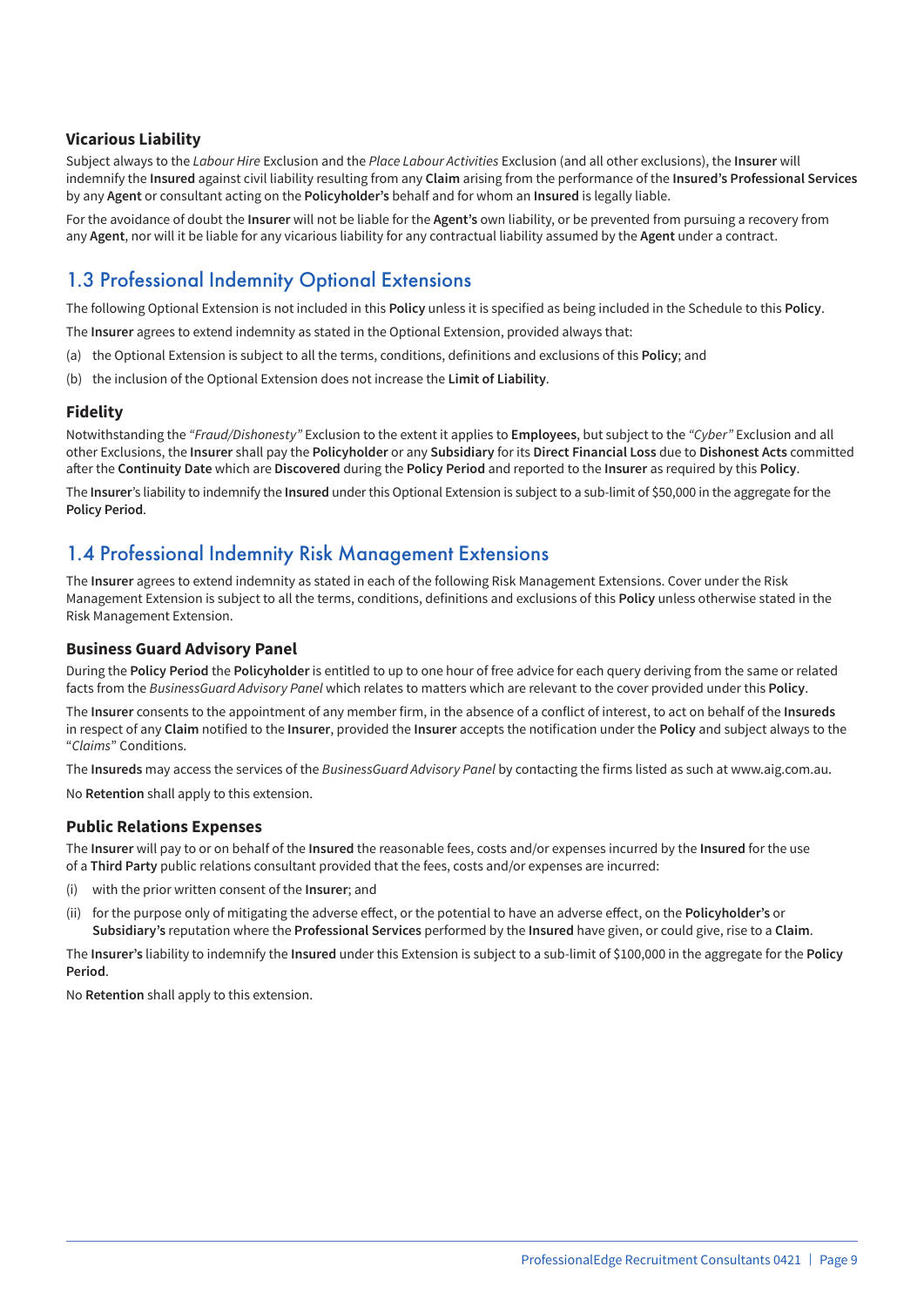### Vicarious Liability

Subject always to the *Labour Hire* Exclusion and the *Place Labour Activities* Exclusion (and all other exclusions), the **Insurer** will indemnify the **Insured** against civil liability resulting from any **Claim** arising from the performance of the **Insured's Professional Services** by any **Agent** or consultant acting on the **Policyholder's** behalf and for whom an **Insured** is legally liable.

For the avoidance of doubt the **Insurer** will not be liable for the **Agent's** own liability, or be prevented from pursuing a recovery from any **Agent**, nor will it be liable for any vicarious liability for any contractual liability assumed by the **Agent** under a contract.

## 1.3 Professional Indemnity Optional Extensions

The following Optional Extension is not included in this **Policy** unless it is specified as being included in the Schedule to this **Policy**.

The **Insurer** agrees to extend indemnity as stated in the Optional Extension, provided always that:

(a) the Optional Extension is subject to all the terms, conditions, definitions and exclusions of this **Policy**; and

(b) the inclusion of the Optional Extension does not increase the **Limit of Liability**.

### Fidelity

Notwithstanding the *"Fraud/Dishonesty"* Exclusion to the extent it applies to **Employees**, but subject to the *"Cyber"* Exclusion and all other Exclusions, the **Insurer** shall pay the **Policyholder** or any **Subsidiary** for its **Direct Financial Loss** due to **Dishonest Acts** committed after the **Continuity Date** which are **Discovered** during the **Policy Period** and reported to the **Insurer** as required by this **Policy**.

The **Insurer**'s liability to indemnify the **Insured** under this Optional Extension is subject to a sub-limit of $50,000 in the aggregate for the **Policy Period**.

## 1.4 Professional Indemnity Risk Management Extensions

The **Insurer** agrees to extend indemnity as stated in each of the following Risk Management Extensions. Cover under the Risk Management Extension is subject to all the terms, conditions, definitions and exclusions of this **Policy** unless otherwise stated in the Risk Management Extension.

### Business Guard Advisory Panel

During the **Policy Period** the **Policyholder** is entitled to up to one hour of free advice for each query deriving from the same or related facts from the *BusinessGuard Advisory Panel* which relates to matters which are relevant to the cover provided under this **Policy**.

The **Insurer** consents to the appointment of any member firm, in the absence of a conflict of interest, to act on behalf of the **Insureds** in respect of any **Claim** notified to the **Insurer**, provided the **Insurer** accepts the notification under the **Policy** and subject always to the "*Claims*" Conditions.

The **Insureds** may access the services of the *BusinessGuard Advisory Panel* by contacting the firms listed as such at www.aig.com.au.

No **Retention** shall apply to this extension.

### Public Relations Expenses

The **Insurer** will pay to or on behalf of the **Insured** the reasonable fees, costs and/or expenses incurred by the **Insured** for the use of a **Third Party** public relations consultant provided that the fees, costs and/or expenses are incurred:

(i) with the prior written consent of the **Insurer**; and

(ii) for the purpose only of mitigating the adverse effect, or the potential to have an adverse effect, on the **Policyholder's** or **Subsidiary's** reputation where the **Professional Services** performed by the **Insured** have given, or could give, rise to a **Claim**.

The **Insurer's** liability to indemnify the **Insured** under this Extension is subject to a sub-limit of $100,000 in the aggregate for the **Policy Period**.

No **Retention** shall apply to this extension.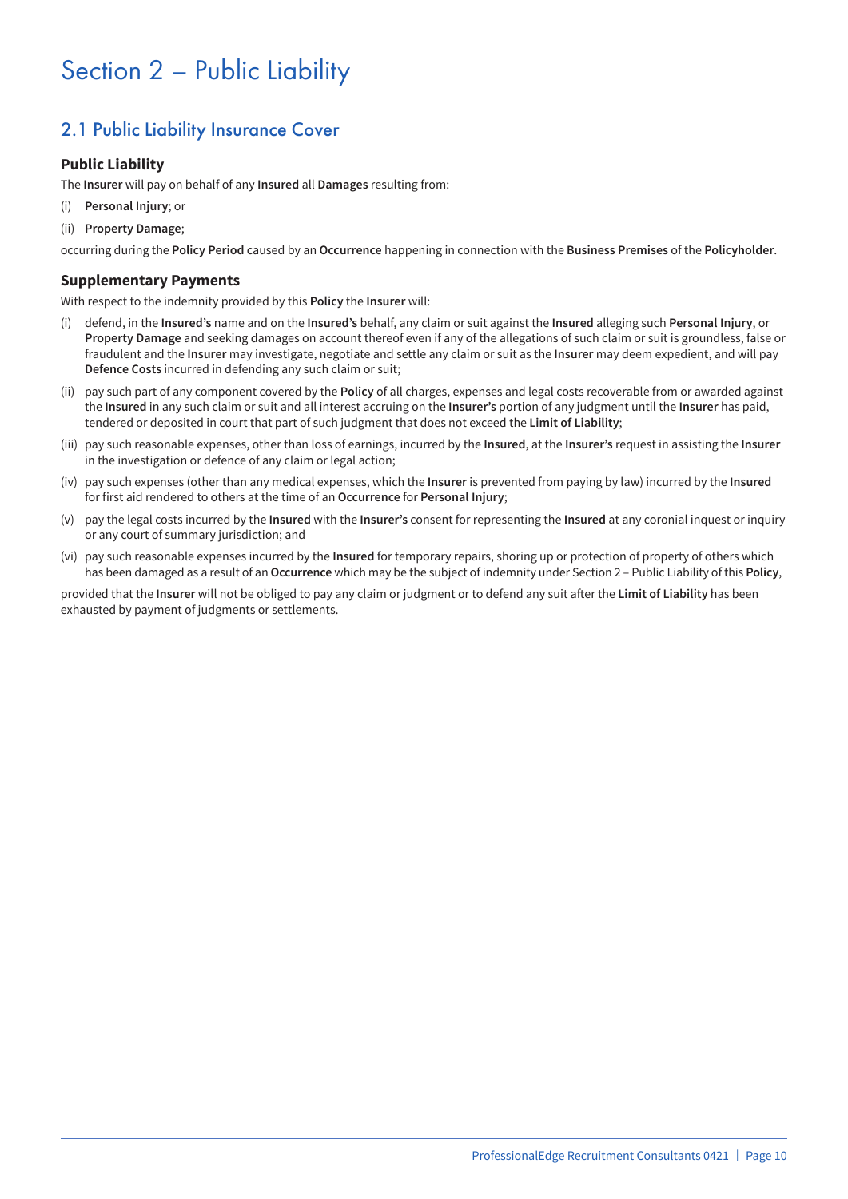# Section 2 – Public Liability

## 2.1 Public Liability Insurance Cover

### Public Liability

The **Insurer** will pay on behalf of any **Insured** all **Damages** resulting from:

(i) **Personal Injury**; or

(ii) **Property Damage**;

occurring during the **Policy Period** caused by an **Occurrence** happening in connection with the **Business Premises** of the **Policyholder**.

### Supplementary Payments

With respect to the indemnity provided by this **Policy** the **Insurer** will:

(i) defend, in the **Insured's** name and on the **Insured's** behalf, any claim or suit against the **Insured** alleging such **Personal Injury**, or **Property Damage** and seeking damages on account thereof even if any of the allegations of such claim or suit is groundless, false or fraudulent and the **Insurer** may investigate, negotiate and settle any claim or suit as the **Insurer** may deem expedient, and will pay **Defence Costs** incurred in defending any such claim or suit;

(ii) pay such part of any component covered by the **Policy** of all charges, expenses and legal costs recoverable from or awarded against the **Insured** in any such claim or suit and all interest accruing on the **Insurer's** portion of any judgment until the **Insurer** has paid, tendered or deposited in court that part of such judgment that does not exceed the **Limit of Liability**;

(iii) pay such reasonable expenses, other than loss of earnings, incurred by the **Insured**, at the **Insurer's** request in assisting the **Insurer** in the investigation or defence of any claim or legal action;

(iv) pay such expenses (other than any medical expenses, which the **Insurer** is prevented from paying by law) incurred by the **Insured** for first aid rendered to others at the time of an **Occurrence** for **Personal Injury**;

(v) pay the legal costs incurred by the **Insured** with the **Insurer's** consent for representing the **Insured** at any coronial inquest or inquiry or any court of summary jurisdiction; and

(vi) pay such reasonable expenses incurred by the **Insured** for temporary repairs, shoring up or protection of property of others which has been damaged as a result of an **Occurrence** which may be the subject of indemnity under Section 2 – Public Liability of this **Policy**,

provided that the **Insurer** will not be obliged to pay any claim or judgment or to defend any suit after the **Limit of Liability** has been exhausted by payment of judgments or settlements.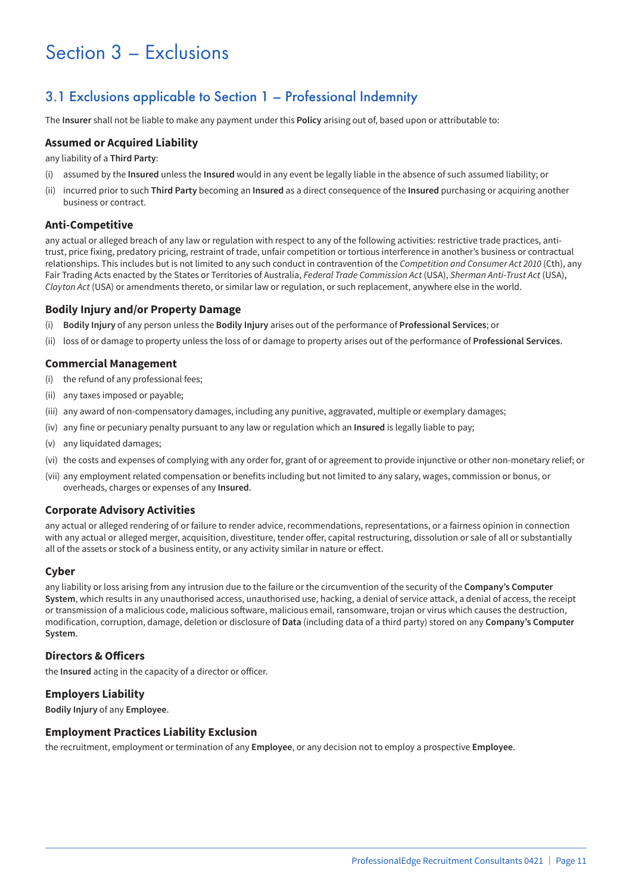# Section 3 – Exclusions

## 3.1 Exclusions applicable to Section 1 – Professional Indemnity

The **Insurer** shall not be liable to make any payment under this **Policy** arising out of, based upon or attributable to:

### Assumed or Acquired Liability

any liability of a **Third Party**:

(i) assumed by the **Insured** unless the **Insured** would in any event be legally liable in the absence of such assumed liability; or

(ii) incurred prior to such **Third Party** becoming an **Insured** as a direct consequence of the **Insured** purchasing or acquiring another business or contract.

### Anti-Competitive

any actual or alleged breach of any law or regulation with respect to any of the following activities: restrictive trade practices, anti-trust, price fixing, predatory pricing, restraint of trade, unfair competition or tortious interference in another's business or contractual relationships. This includes but is not limited to any such conduct in contravention of the *Competition and Consumer Act 2010* (Cth), any Fair Trading Acts enacted by the States or Territories of Australia, *Federal Trade Commission Act* (USA), *Sherman Anti-Trust Act* (USA), *Clayton Act* (USA) or amendments thereto, or similar law or regulation, or such replacement, anywhere else in the world.

### Bodily Injury and/or Property Damage

(i) **Bodily Injury** of any person unless the **Bodily Injury** arises out of the performance of **Professional Services**; or

(ii) loss of or damage to property unless the loss of or damage to property arises out of the performance of **Professional Services**.

### Commercial Management

(i) the refund of any professional fees;

(ii) any taxes imposed or payable;

(iii) any award of non-compensatory damages, including any punitive, aggravated, multiple or exemplary damages;

(iv) any fine or pecuniary penalty pursuant to any law or regulation which an **Insured** is legally liable to pay;

(v) any liquidated damages;

(vi) the costs and expenses of complying with any order for, grant of or agreement to provide injunctive or other non-monetary relief; or

(vii) any employment related compensation or benefits including but not limited to any salary, wages, commission or bonus, or overheads, charges or expenses of any **Insured**.

### Corporate Advisory Activities

any actual or alleged rendering of or failure to render advice, recommendations, representations, or a fairness opinion in connection with any actual or alleged merger, acquisition, divestiture, tender offer, capital restructuring, dissolution or sale of all or substantially all of the assets or stock of a business entity, or any activity similar in nature or effect.

### Cyber

any liability or loss arising from any intrusion due to the failure or the circumvention of the security of the **Company's Computer System**, which results in any unauthorised access, unauthorised use, hacking, a denial of service attack, a denial of access, the receipt or transmission of a malicious code, malicious software, malicious email, ransomware, trojan or virus which causes the destruction, modification, corruption, damage, deletion or disclosure of **Data** (including data of a third party) stored on any **Company's Computer System**.

### Directors & Officers

the **Insured** acting in the capacity of a director or officer.

### Employers Liability

**Bodily Injury** of any **Employee**.

### Employment Practices Liability Exclusion

the recruitment, employment or termination of any **Employee**, or any decision not to employ a prospective **Employee**.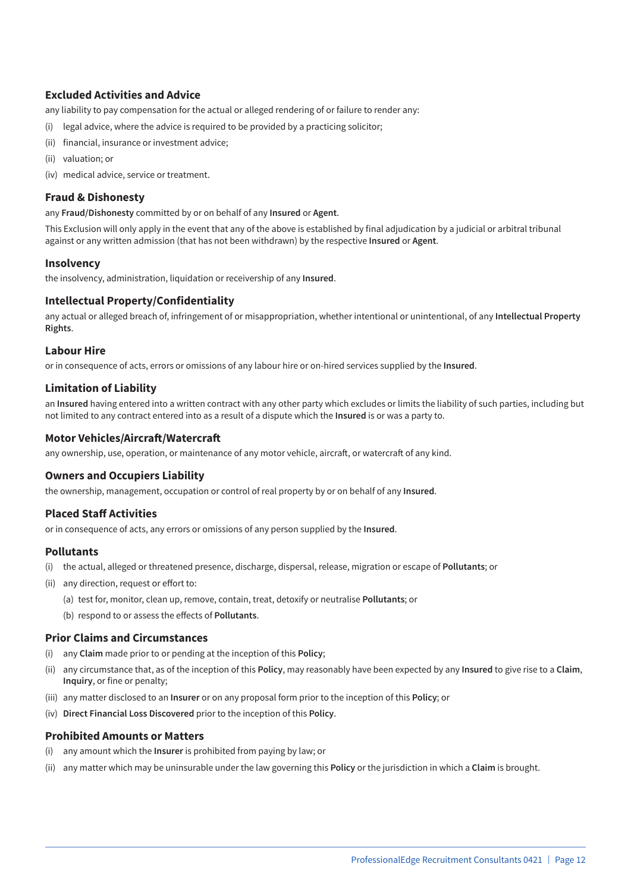### Excluded Activities and Advice

any liability to pay compensation for the actual or alleged rendering of or failure to render any:

(i) legal advice, where the advice is required to be provided by a practicing solicitor;

(ii) financial, insurance or investment advice;

(ii) valuation; or

(iv) medical advice, service or treatment.

### Fraud & Dishonesty

any **Fraud/Dishonesty** committed by or on behalf of any **Insured** or **Agent**.

This Exclusion will only apply in the event that any of the above is established by final adjudication by a judicial or arbitral tribunal against or any written admission (that has not been withdrawn) by the respective **Insured** or **Agent**.

### Insolvency

the insolvency, administration, liquidation or receivership of any **Insured**.

### Intellectual Property/Confidentiality

any actual or alleged breach of, infringement of or misappropriation, whether intentional or unintentional, of any **Intellectual Property Rights**.

### Labour Hire

or in consequence of acts, errors or omissions of any labour hire or on-hired services supplied by the **Insured**.

### Limitation of Liability

an **Insured** having entered into a written contract with any other party which excludes or limits the liability of such parties, including but not limited to any contract entered into as a result of a dispute which the **Insured** is or was a party to.

### Motor Vehicles/Aircraft/Watercraft

any ownership, use, operation, or maintenance of any motor vehicle, aircraft, or watercraft of any kind.

### Owners and Occupiers Liability

the ownership, management, occupation or control of real property by or on behalf of any **Insured**.

### Placed Staff Activities

or in consequence of acts, any errors or omissions of any person supplied by the **Insured**.

### Pollutants

(i) the actual, alleged or threatened presence, discharge, dispersal, release, migration or escape of **Pollutants**; or

(ii) any direction, request or effort to:

   (a) test for, monitor, clean up, remove, contain, treat, detoxify or neutralise **Pollutants**; or

   (b) respond to or assess the effects of **Pollutants**.

### Prior Claims and Circumstances

(i) any **Claim** made prior to or pending at the inception of this **Policy**;

(ii) any circumstance that, as of the inception of this **Policy**, may reasonably have been expected by any **Insured** to give rise to a **Claim**, **Inquiry**, or fine or penalty;

(iii) any matter disclosed to an **Insurer** or on any proposal form prior to the inception of this **Policy**; or

(iv) **Direct Financial Loss Discovered** prior to the inception of this **Policy**.

### Prohibited Amounts or Matters

(i) any amount which the **Insurer** is prohibited from paying by law; or

(ii) any matter which may be uninsurable under the law governing this **Policy** or the jurisdiction in which a **Claim** is brought.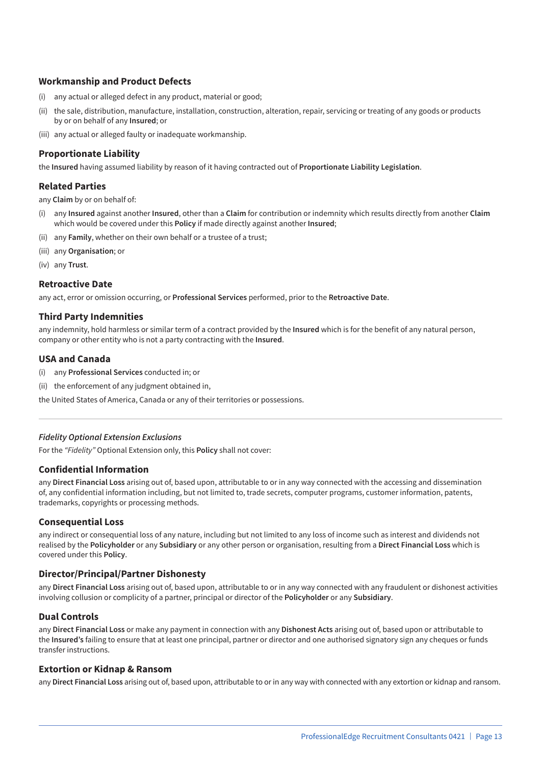### Workmanship and Product Defects

(i) any actual or alleged defect in any product, material or good;

(ii) the sale, distribution, manufacture, installation, construction, alteration, repair, servicing or treating of any goods or products by or on behalf of any **Insured**; or

(iii) any actual or alleged faulty or inadequate workmanship.

### Proportionate Liability

the **Insured** having assumed liability by reason of it having contracted out of **Proportionate Liability Legislation**.

### Related Parties

any **Claim** by or on behalf of:

(i) any **Insured** against another **Insured**, other than a **Claim** for contribution or indemnity which results directly from another **Claim** which would be covered under this **Policy** if made directly against another **Insured**;

(ii) any **Family**, whether on their own behalf or a trustee of a trust;

(iii) any **Organisation**; or

(iv) any **Trust**.

### Retroactive Date

any act, error or omission occurring, or **Professional Services** performed, prior to the **Retroactive Date**.

### Third Party Indemnities

any indemnity, hold harmless or similar term of a contract provided by the **Insured** which is for the benefit of any natural person, company or other entity who is not a party contracting with the **Insured**.

### USA and Canada

(i) any **Professional Services** conducted in; or

(ii) the enforcement of any judgment obtained in,

the United States of America, Canada or any of their territories or possessions.

---

*Fidelity Optional Extension Exclusions*

For the *"Fidelity"* Optional Extension only, this **Policy** shall not cover:

### Confidential Information

any **Direct Financial Loss** arising out of, based upon, attributable to or in any way connected with the accessing and dissemination of, any confidential information including, but not limited to, trade secrets, computer programs, customer information, patents, trademarks, copyrights or processing methods.

### Consequential Loss

any indirect or consequential loss of any nature, including but not limited to any loss of income such as interest and dividends not realised by the **Policyholder** or any **Subsidiary** or any other person or organisation, resulting from a **Direct Financial Loss** which is covered under this **Policy**.

### Director/Principal/Partner Dishonesty

any **Direct Financial Loss** arising out of, based upon, attributable to or in any way connected with any fraudulent or dishonest activities involving collusion or complicity of a partner, principal or director of the **Policyholder** or any **Subsidiary**.

### Dual Controls

any **Direct Financial Loss** or make any payment in connection with any **Dishonest Acts** arising out of, based upon or attributable to the **Insured's** failing to ensure that at least one principal, partner or director and one authorised signatory sign any cheques or funds transfer instructions.

### Extortion or Kidnap & Ransom

any **Direct Financial Loss** arising out of, based upon, attributable to or in any way with connected with any extortion or kidnap and ransom.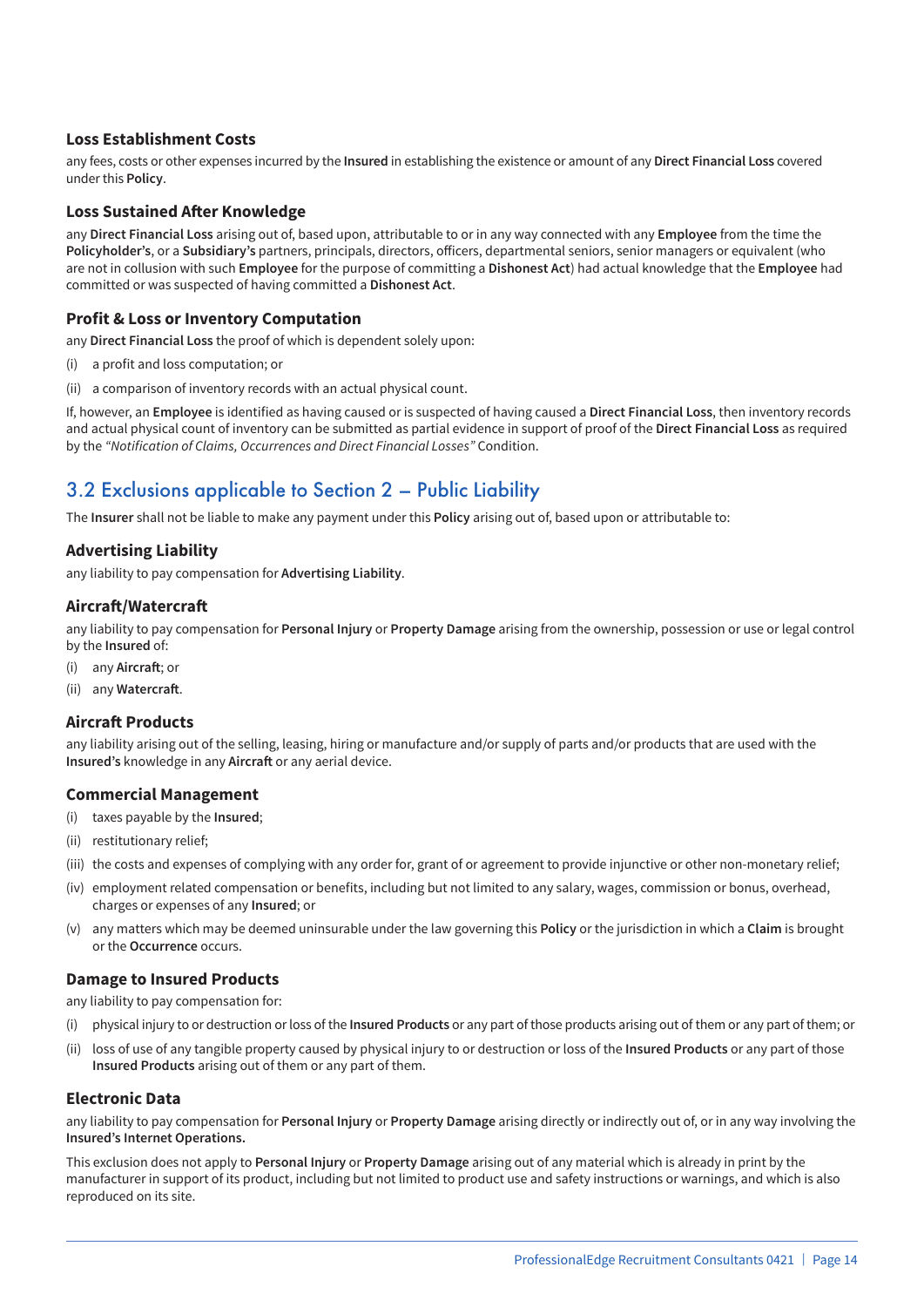### Loss Establishment Costs

any fees, costs or other expenses incurred by the **Insured** in establishing the existence or amount of any **Direct Financial Loss** covered under this **Policy**.

### Loss Sustained After Knowledge

any **Direct Financial Loss** arising out of, based upon, attributable to or in any way connected with any **Employee** from the time the **Policyholder's**, or a **Subsidiary's** partners, principals, directors, officers, departmental seniors, senior managers or equivalent (who are not in collusion with such **Employee** for the purpose of committing a **Dishonest Act**) had actual knowledge that the **Employee** had committed or was suspected of having committed a **Dishonest Act**.

### Profit & Loss or Inventory Computation

any **Direct Financial Loss** the proof of which is dependent solely upon:

(i) a profit and loss computation; or

(ii) a comparison of inventory records with an actual physical count.

If, however, an **Employee** is identified as having caused or is suspected of having caused a **Direct Financial Loss**, then inventory records and actual physical count of inventory can be submitted as partial evidence in support of proof of the **Direct Financial Loss** as required by the *"Notification of Claims, Occurrences and Direct Financial Losses"* Condition.

## 3.2 Exclusions applicable to Section 2 – Public Liability

The **Insurer** shall not be liable to make any payment under this **Policy** arising out of, based upon or attributable to:

### Advertising Liability

any liability to pay compensation for **Advertising Liability**.

### Aircraft/Watercraft

any liability to pay compensation for **Personal Injury** or **Property Damage** arising from the ownership, possession or use or legal control by the **Insured** of:

(i) any **Aircraft**; or

(ii) any **Watercraft**.

### Aircraft Products

any liability arising out of the selling, leasing, hiring or manufacture and/or supply of parts and/or products that are used with the **Insured's** knowledge in any **Aircraft** or any aerial device.

### Commercial Management

(i) taxes payable by the **Insured**;

(ii) restitutionary relief;

(iii) the costs and expenses of complying with any order for, grant of or agreement to provide injunctive or other non-monetary relief;

(iv) employment related compensation or benefits, including but not limited to any salary, wages, commission or bonus, overhead, charges or expenses of any **Insured**; or

(v) any matters which may be deemed uninsurable under the law governing this **Policy** or the jurisdiction in which a **Claim** is brought or the **Occurrence** occurs.

### Damage to Insured Products

any liability to pay compensation for:

(i) physical injury to or destruction or loss of the **Insured Products** or any part of those products arising out of them or any part of them; or

(ii) loss of use of any tangible property caused by physical injury to or destruction or loss of the **Insured Products** or any part of those **Insured Products** arising out of them or any part of them.

### Electronic Data

any liability to pay compensation for **Personal Injury** or **Property Damage** arising directly or indirectly out of, or in any way involving the **Insured's Internet Operations.**

This exclusion does not apply to **Personal Injury** or **Property Damage** arising out of any material which is already in print by the manufacturer in support of its product, including but not limited to product use and safety instructions or warnings, and which is also reproduced on its site.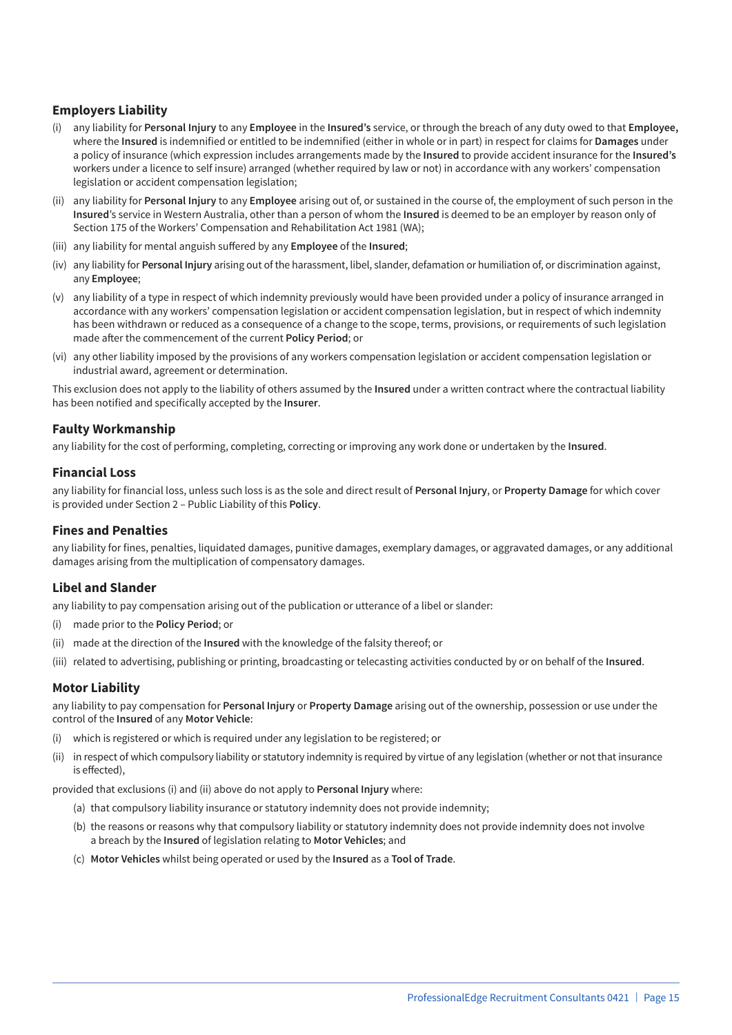### Employers Liability

(i) any liability for **Personal Injury** to any **Employee** in the **Insured's** service, or through the breach of any duty owed to that **Employee,** where the **Insured** is indemnified or entitled to be indemnified (either in whole or in part) in respect for claims for **Damages** under a policy of insurance (which expression includes arrangements made by the **Insured** to provide accident insurance for the **Insured's** workers under a licence to self insure) arranged (whether required by law or not) in accordance with any workers' compensation legislation or accident compensation legislation;

(ii) any liability for **Personal Injury** to any **Employee** arising out of, or sustained in the course of, the employment of such person in the **Insured**'s service in Western Australia, other than a person of whom the **Insured** is deemed to be an employer by reason only of Section 175 of the Workers' Compensation and Rehabilitation Act 1981 (WA);

(iii) any liability for mental anguish suffered by any **Employee** of the **Insured**;

(iv) any liability for **Personal Injury** arising out of the harassment, libel, slander, defamation or humiliation of, or discrimination against, any **Employee**;

(v) any liability of a type in respect of which indemnity previously would have been provided under a policy of insurance arranged in accordance with any workers' compensation legislation or accident compensation legislation, but in respect of which indemnity has been withdrawn or reduced as a consequence of a change to the scope, terms, provisions, or requirements of such legislation made after the commencement of the current **Policy Period**; or

(vi) any other liability imposed by the provisions of any workers compensation legislation or accident compensation legislation or industrial award, agreement or determination.

This exclusion does not apply to the liability of others assumed by the **Insured** under a written contract where the contractual liability has been notified and specifically accepted by the **Insurer**.

### Faulty Workmanship

any liability for the cost of performing, completing, correcting or improving any work done or undertaken by the **Insured**.

### Financial Loss

any liability for financial loss, unless such loss is as the sole and direct result of **Personal Injury**, or **Property Damage** for which cover is provided under Section 2 – Public Liability of this **Policy**.

### Fines and Penalties

any liability for fines, penalties, liquidated damages, punitive damages, exemplary damages, or aggravated damages, or any additional damages arising from the multiplication of compensatory damages.

### Libel and Slander

any liability to pay compensation arising out of the publication or utterance of a libel or slander:

(i) made prior to the **Policy Period**; or

(ii) made at the direction of the **Insured** with the knowledge of the falsity thereof; or

(iii) related to advertising, publishing or printing, broadcasting or telecasting activities conducted by or on behalf of the **Insured**.

### Motor Liability

any liability to pay compensation for **Personal Injury** or **Property Damage** arising out of the ownership, possession or use under the control of the **Insured** of any **Motor Vehicle**:

(i) which is registered or which is required under any legislation to be registered; or

(ii) in respect of which compulsory liability or statutory indemnity is required by virtue of any legislation (whether or not that insurance is effected),

provided that exclusions (i) and (ii) above do not apply to **Personal Injury** where:

(a) that compulsory liability insurance or statutory indemnity does not provide indemnity;

(b) the reasons or reasons why that compulsory liability or statutory indemnity does not provide indemnity does not involve a breach by the **Insured** of legislation relating to **Motor Vehicles**; and

(c) **Motor Vehicles** whilst being operated or used by the **Insured** as a **Tool of Trade**.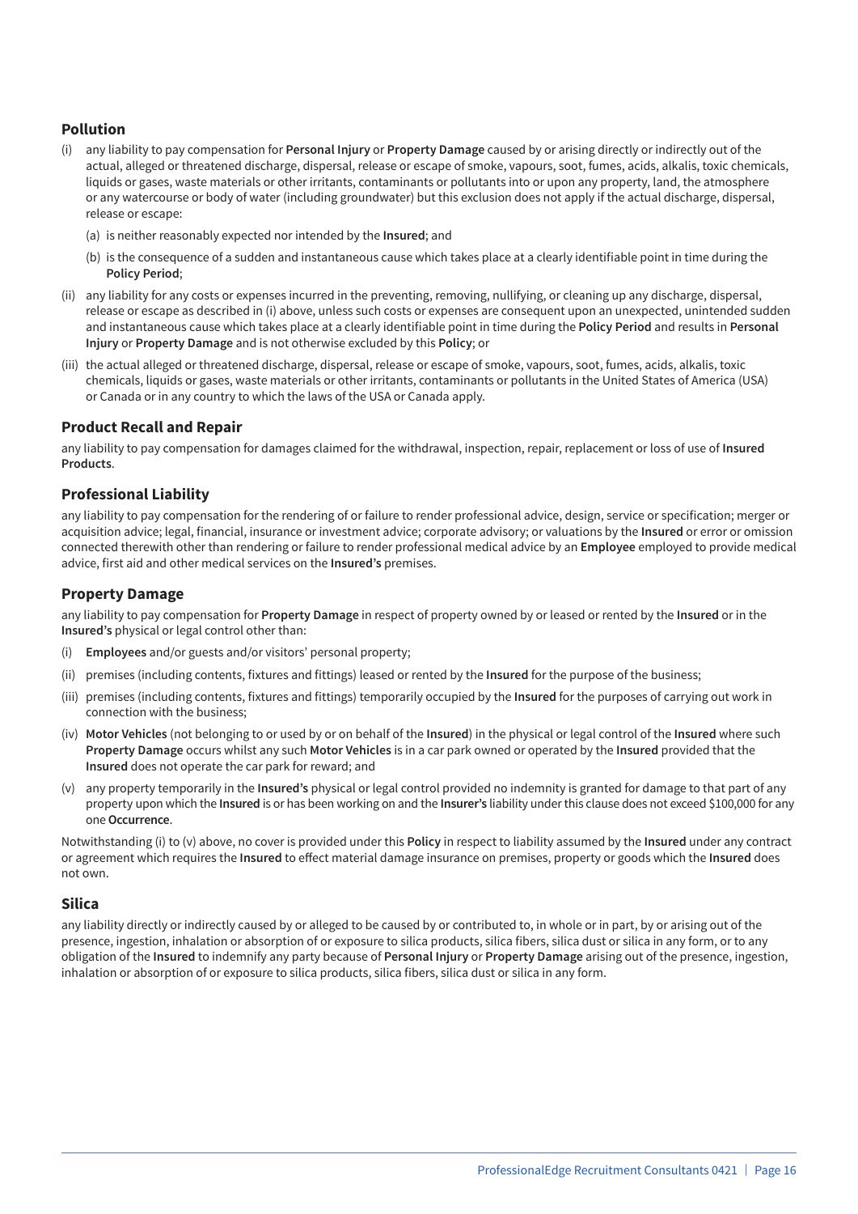### Pollution

(i) any liability to pay compensation for **Personal Injury** or **Property Damage** caused by or arising directly or indirectly out of the actual, alleged or threatened discharge, dispersal, release or escape of smoke, vapours, soot, fumes, acids, alkalis, toxic chemicals, liquids or gases, waste materials or other irritants, contaminants or pollutants into or upon any property, land, the atmosphere or any watercourse or body of water (including groundwater) but this exclusion does not apply if the actual discharge, dispersal, release or escape:

   (a) is neither reasonably expected nor intended by the **Insured**; and

   (b) is the consequence of a sudden and instantaneous cause which takes place at a clearly identifiable point in time during the **Policy Period**;

(ii) any liability for any costs or expenses incurred in the preventing, removing, nullifying, or cleaning up any discharge, dispersal, release or escape as described in (i) above, unless such costs or expenses are consequent upon an unexpected, unintended sudden and instantaneous cause which takes place at a clearly identifiable point in time during the **Policy Period** and results in **Personal Injury** or **Property Damage** and is not otherwise excluded by this **Policy**; or

(iii) the actual alleged or threatened discharge, dispersal, release or escape of smoke, vapours, soot, fumes, acids, alkalis, toxic chemicals, liquids or gases, waste materials or other irritants, contaminants or pollutants in the United States of America (USA) or Canada or in any country to which the laws of the USA or Canada apply.

### Product Recall and Repair

any liability to pay compensation for damages claimed for the withdrawal, inspection, repair, replacement or loss of use of **Insured Products**.

### Professional Liability

any liability to pay compensation for the rendering of or failure to render professional advice, design, service or specification; merger or acquisition advice; legal, financial, insurance or investment advice; corporate advisory; or valuations by the **Insured** or error or omission connected therewith other than rendering or failure to render professional medical advice by an **Employee** employed to provide medical advice, first aid and other medical services on the **Insured's** premises.

### Property Damage

any liability to pay compensation for **Property Damage** in respect of property owned by or leased or rented by the **Insured** or in the **Insured's** physical or legal control other than:

(i) **Employees** and/or guests and/or visitors' personal property;

(ii) premises (including contents, fixtures and fittings) leased or rented by the **Insured** for the purpose of the business;

(iii) premises (including contents, fixtures and fittings) temporarily occupied by the **Insured** for the purposes of carrying out work in connection with the business;

(iv) **Motor Vehicles** (not belonging to or used by or on behalf of the **Insured**) in the physical or legal control of the **Insured** where such **Property Damage** occurs whilst any such **Motor Vehicles** is in a car park owned or operated by the **Insured** provided that the **Insured** does not operate the car park for reward; and

(v) any property temporarily in the **Insured's** physical or legal control provided no indemnity is granted for damage to that part of any property upon which the **Insured** is or has been working on and the **Insurer's** liability under this clause does not exceed $100,000 for any one **Occurrence**.

Notwithstanding (i) to (v) above, no cover is provided under this **Policy** in respect to liability assumed by the **Insured** under any contract or agreement which requires the **Insured** to effect material damage insurance on premises, property or goods which the **Insured** does not own.

### Silica

any liability directly or indirectly caused by or alleged to be caused by or contributed to, in whole or in part, by or arising out of the presence, ingestion, inhalation or absorption of or exposure to silica products, silica fibers, silica dust or silica in any form, or to any obligation of the **Insured** to indemnify any party because of **Personal Injury** or **Property Damage** arising out of the presence, ingestion, inhalation or absorption of or exposure to silica products, silica fibers, silica dust or silica in any form.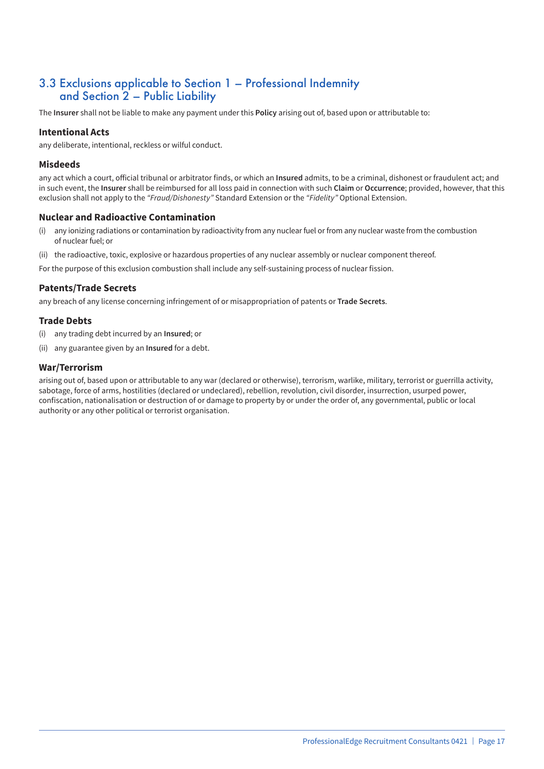## 3.3 Exclusions applicable to Section 1 – Professional Indemnity and Section 2 – Public Liability

The **Insurer** shall not be liable to make any payment under this **Policy** arising out of, based upon or attributable to:

### Intentional Acts

any deliberate, intentional, reckless or wilful conduct.

### Misdeeds

any act which a court, official tribunal or arbitrator finds, or which an **Insured** admits, to be a criminal, dishonest or fraudulent act; and in such event, the **Insurer** shall be reimbursed for all loss paid in connection with such **Claim** or **Occurrence**; provided, however, that this exclusion shall not apply to the *"Fraud/Dishonesty"* Standard Extension or the *"Fidelity"* Optional Extension.

### Nuclear and Radioactive Contamination

(i) any ionizing radiations or contamination by radioactivity from any nuclear fuel or from any nuclear waste from the combustion of nuclear fuel; or

(ii) the radioactive, toxic, explosive or hazardous properties of any nuclear assembly or nuclear component thereof.

For the purpose of this exclusion combustion shall include any self-sustaining process of nuclear fission.

### Patents/Trade Secrets

any breach of any license concerning infringement of or misappropriation of patents or **Trade Secrets**.

### Trade Debts

(i) any trading debt incurred by an **Insured**; or

(ii) any guarantee given by an **Insured** for a debt.

### War/Terrorism

arising out of, based upon or attributable to any war (declared or otherwise), terrorism, warlike, military, terrorist or guerrilla activity, sabotage, force of arms, hostilities (declared or undeclared), rebellion, revolution, civil disorder, insurrection, usurped power, confiscation, nationalisation or destruction of or damage to property by or under the order of, any governmental, public or local authority or any other political or terrorist organisation.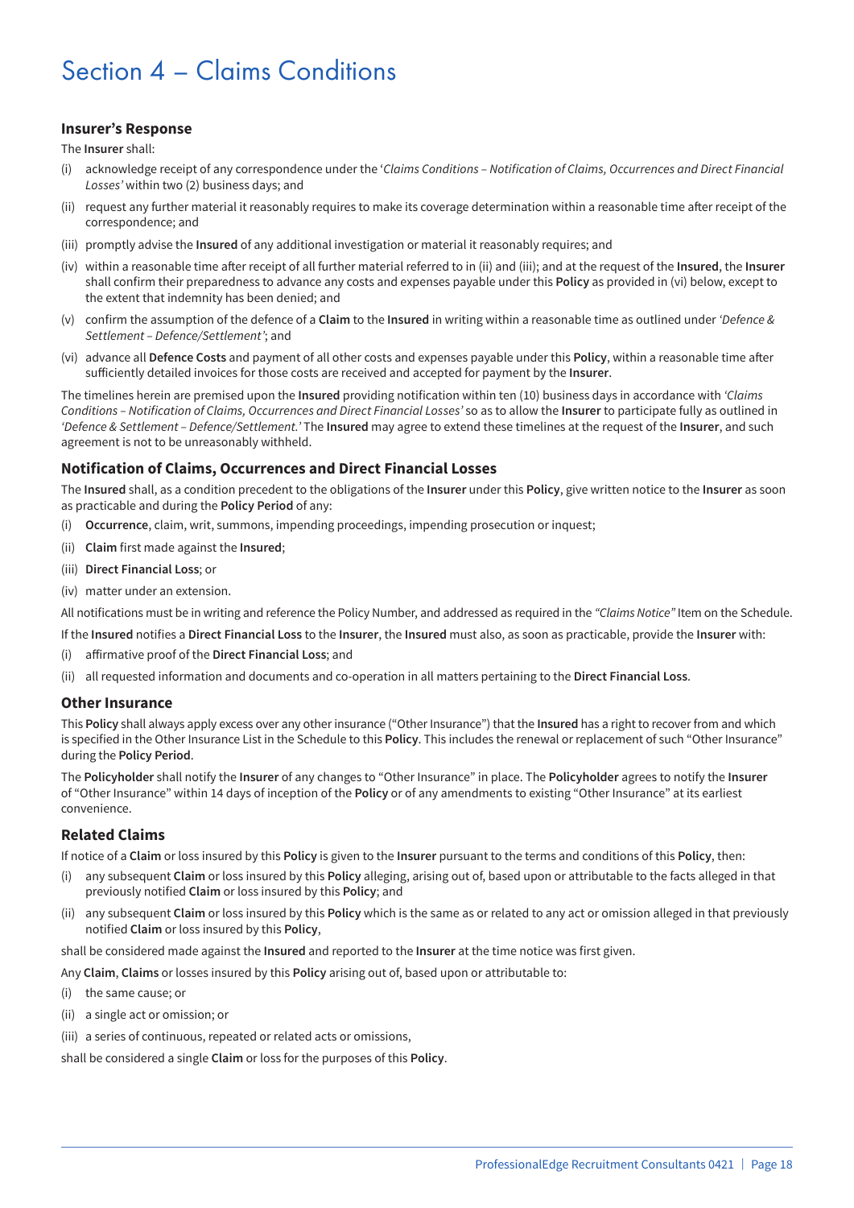# Section 4 – Claims Conditions

### Insurer's Response

The **Insurer** shall:

(i) acknowledge receipt of any correspondence under the '*Claims Conditions – Notification of Claims, Occurrences and Direct Financial Losses'* within two (2) business days; and

(ii) request any further material it reasonably requires to make its coverage determination within a reasonable time after receipt of the correspondence; and

(iii) promptly advise the **Insured** of any additional investigation or material it reasonably requires; and

(iv) within a reasonable time after receipt of all further material referred to in (ii) and (iii); and at the request of the **Insured**, the **Insurer** shall confirm their preparedness to advance any costs and expenses payable under this **Policy** as provided in (vi) below, except to the extent that indemnity has been denied; and

(v) confirm the assumption of the defence of a **Claim** to the **Insured** in writing within a reasonable time as outlined under *'Defence & Settlement – Defence/Settlement'*; and

(vi) advance all **Defence Costs** and payment of all other costs and expenses payable under this **Policy**, within a reasonable time after sufficiently detailed invoices for those costs are received and accepted for payment by the **Insurer**.

The timelines herein are premised upon the **Insured** providing notification within ten (10) business days in accordance with *'Claims Conditions – Notification of Claims, Occurrences and Direct Financial Losses'* so as to allow the **Insurer** to participate fully as outlined in *'Defence & Settlement – Defence/Settlement.'* The **Insured** may agree to extend these timelines at the request of the **Insurer**, and such agreement is not to be unreasonably withheld.

### Notification of Claims, Occurrences and Direct Financial Losses

The **Insured** shall, as a condition precedent to the obligations of the **Insurer** under this **Policy**, give written notice to the **Insurer** as soon as practicable and during the **Policy Period** of any:

(i) **Occurrence**, claim, writ, summons, impending proceedings, impending prosecution or inquest;

(ii) **Claim** first made against the **Insured**;

(iii) **Direct Financial Loss**; or

(iv) matter under an extension.

All notifications must be in writing and reference the Policy Number, and addressed as required in the *"Claims Notice"* Item on the Schedule.

If the **Insured** notifies a **Direct Financial Loss** to the **Insurer**, the **Insured** must also, as soon as practicable, provide the **Insurer** with:

(i) affirmative proof of the **Direct Financial Loss**; and

(ii) all requested information and documents and co-operation in all matters pertaining to the **Direct Financial Loss**.

### Other Insurance

This **Policy** shall always apply excess over any other insurance ("Other Insurance") that the **Insured** has a right to recover from and which is specified in the Other Insurance List in the Schedule to this **Policy**. This includes the renewal or replacement of such "Other Insurance" during the **Policy Period**.

The **Policyholder** shall notify the **Insurer** of any changes to "Other Insurance" in place. The **Policyholder** agrees to notify the **Insurer** of "Other Insurance" within 14 days of inception of the **Policy** or of any amendments to existing "Other Insurance" at its earliest convenience.

### Related Claims

If notice of a **Claim** or loss insured by this **Policy** is given to the **Insurer** pursuant to the terms and conditions of this **Policy**, then:

(i) any subsequent **Claim** or loss insured by this **Policy** alleging, arising out of, based upon or attributable to the facts alleged in that previously notified **Claim** or loss insured by this **Policy**; and

(ii) any subsequent **Claim** or loss insured by this **Policy** which is the same as or related to any act or omission alleged in that previously notified **Claim** or loss insured by this **Policy**,

shall be considered made against the **Insured** and reported to the **Insurer** at the time notice was first given.

Any **Claim**, **Claims** or losses insured by this **Policy** arising out of, based upon or attributable to:

(i) the same cause; or

(ii) a single act or omission; or

(iii) a series of continuous, repeated or related acts or omissions,

shall be considered a single **Claim** or loss for the purposes of this **Policy**.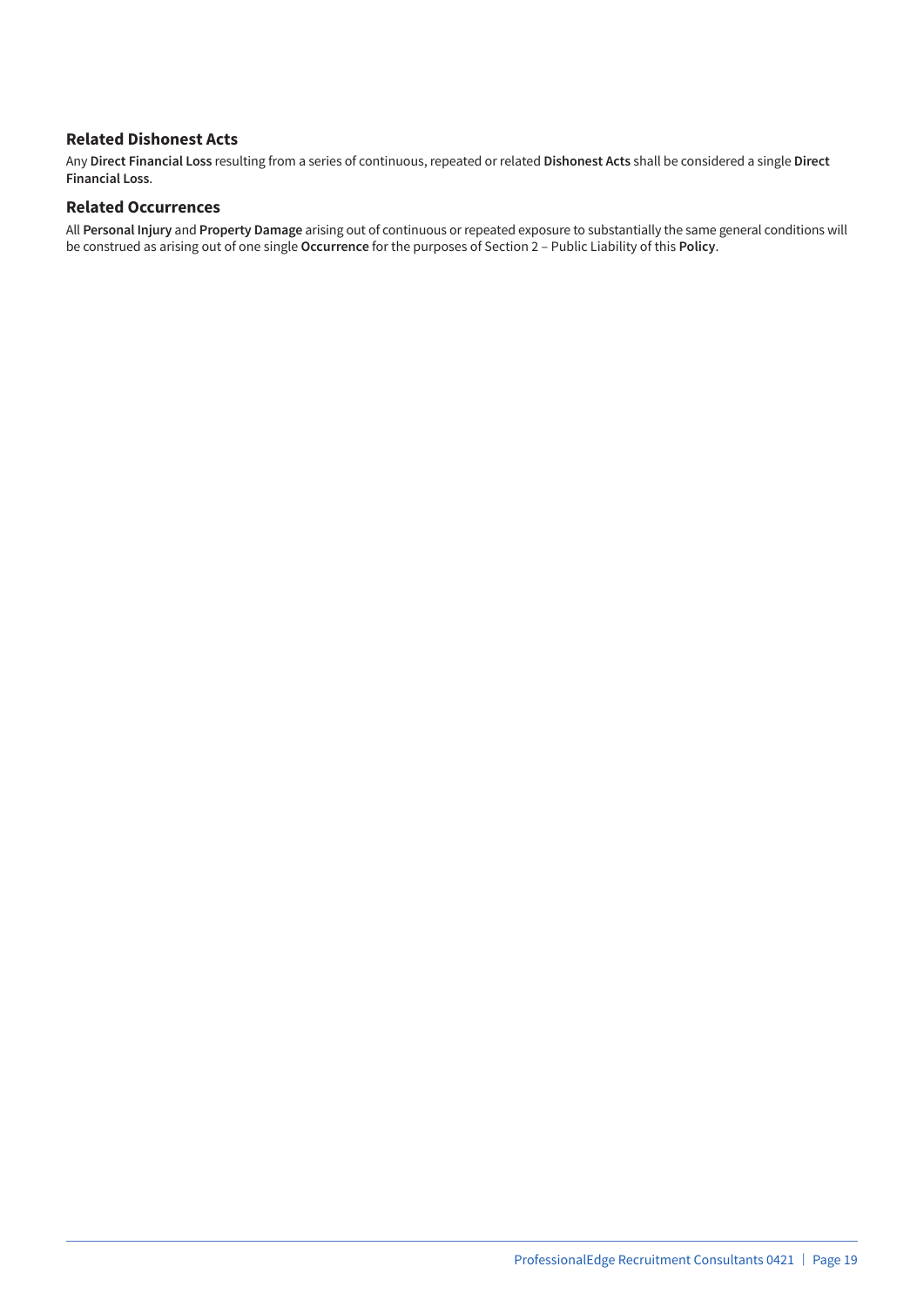### Related Dishonest Acts

Any **Direct Financial Loss** resulting from a series of continuous, repeated or related **Dishonest Acts** shall be considered a single **Direct Financial Loss**.

### Related Occurrences

All **Personal Injury** and **Property Damage** arising out of continuous or repeated exposure to substantially the same general conditions will be construed as arising out of one single **Occurrence** for the purposes of Section 2 – Public Liability of this **Policy**.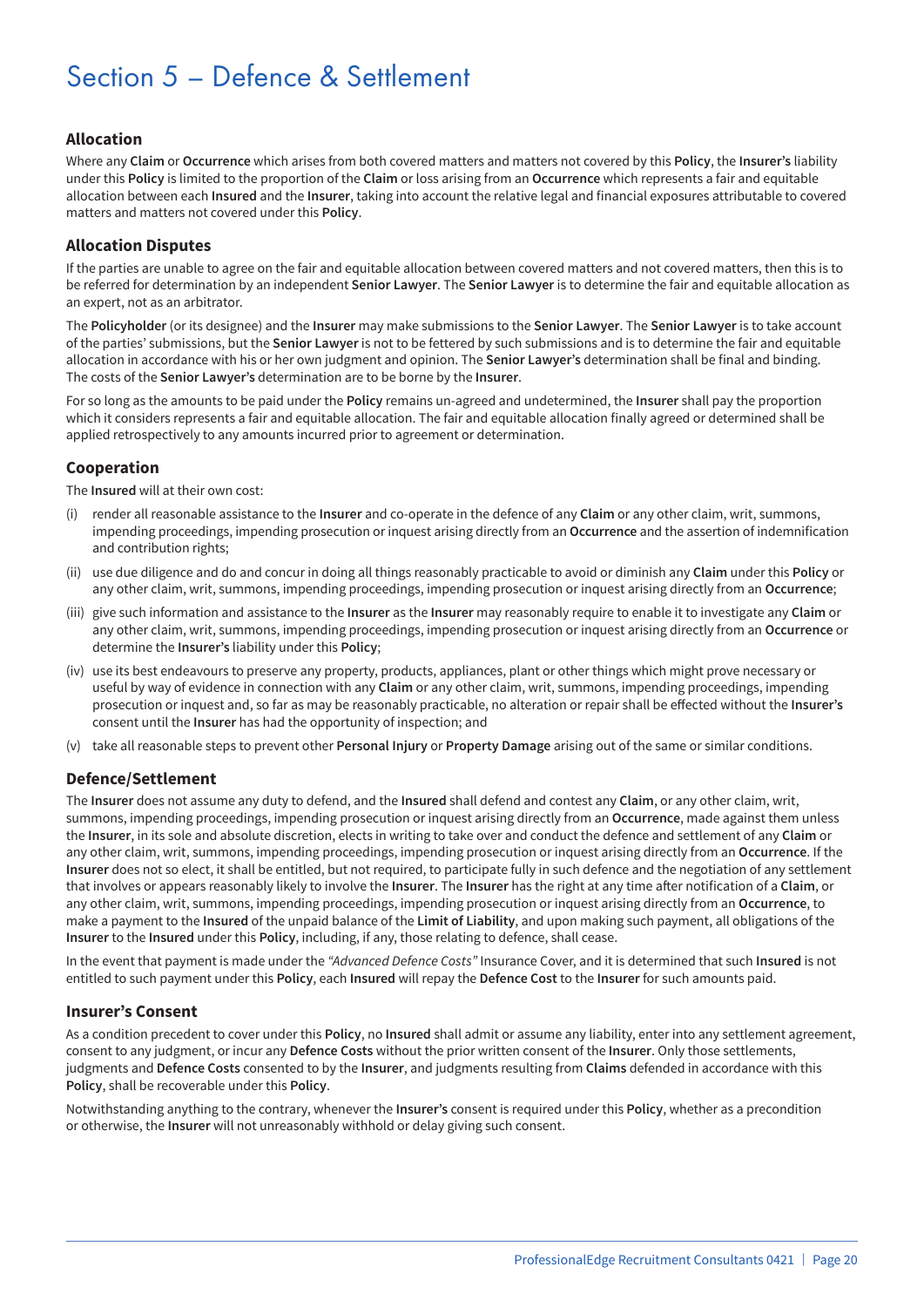# Section 5 – Defence & Settlement

### Allocation

Where any **Claim** or **Occurrence** which arises from both covered matters and matters not covered by this **Policy**, the **Insurer's** liability under this **Policy** is limited to the proportion of the **Claim** or loss arising from an **Occurrence** which represents a fair and equitable allocation between each **Insured** and the **Insurer**, taking into account the relative legal and financial exposures attributable to covered matters and matters not covered under this **Policy**.

### Allocation Disputes

If the parties are unable to agree on the fair and equitable allocation between covered matters and not covered matters, then this is to be referred for determination by an independent **Senior Lawyer**. The **Senior Lawyer** is to determine the fair and equitable allocation as an expert, not as an arbitrator.

The **Policyholder** (or its designee) and the **Insurer** may make submissions to the **Senior Lawyer**. The **Senior Lawyer** is to take account of the parties' submissions, but the **Senior Lawyer** is not to be fettered by such submissions and is to determine the fair and equitable allocation in accordance with his or her own judgment and opinion. The **Senior Lawyer's** determination shall be final and binding. The costs of the **Senior Lawyer's** determination are to be borne by the **Insurer**.

For so long as the amounts to be paid under the **Policy** remains un-agreed and undetermined, the **Insurer** shall pay the proportion which it considers represents a fair and equitable allocation. The fair and equitable allocation finally agreed or determined shall be applied retrospectively to any amounts incurred prior to agreement or determination.

### Cooperation

The **Insured** will at their own cost:

(i) render all reasonable assistance to the **Insurer** and co-operate in the defence of any **Claim** or any other claim, writ, summons, impending proceedings, impending prosecution or inquest arising directly from an **Occurrence** and the assertion of indemnification and contribution rights;

(ii) use due diligence and do and concur in doing all things reasonably practicable to avoid or diminish any **Claim** under this **Policy** or any other claim, writ, summons, impending proceedings, impending prosecution or inquest arising directly from an **Occurrence**;

(iii) give such information and assistance to the **Insurer** as the **Insurer** may reasonably require to enable it to investigate any **Claim** or any other claim, writ, summons, impending proceedings, impending prosecution or inquest arising directly from an **Occurrence** or determine the **Insurer's** liability under this **Policy**;

(iv) use its best endeavours to preserve any property, products, appliances, plant or other things which might prove necessary or useful by way of evidence in connection with any **Claim** or any other claim, writ, summons, impending proceedings, impending prosecution or inquest and, so far as may be reasonably practicable, no alteration or repair shall be effected without the **Insurer's** consent until the **Insurer** has had the opportunity of inspection; and

(v) take all reasonable steps to prevent other **Personal Injury** or **Property Damage** arising out of the same or similar conditions.

### Defence/Settlement

The **Insurer** does not assume any duty to defend, and the **Insured** shall defend and contest any **Claim**, or any other claim, writ, summons, impending proceedings, impending prosecution or inquest arising directly from an **Occurrence**, made against them unless the **Insurer**, in its sole and absolute discretion, elects in writing to take over and conduct the defence and settlement of any **Claim** or any other claim, writ, summons, impending proceedings, impending prosecution or inquest arising directly from an **Occurrence**. If the **Insurer** does not so elect, it shall be entitled, but not required, to participate fully in such defence and the negotiation of any settlement that involves or appears reasonably likely to involve the **Insurer**. The **Insurer** has the right at any time after notification of a **Claim**, or any other claim, writ, summons, impending proceedings, impending prosecution or inquest arising directly from an **Occurrence**, to make a payment to the **Insured** of the unpaid balance of the **Limit of Liability**, and upon making such payment, all obligations of the **Insurer** to the **Insured** under this **Policy**, including, if any, those relating to defence, shall cease.

In the event that payment is made under the *"Advanced Defence Costs"* Insurance Cover, and it is determined that such **Insured** is not entitled to such payment under this **Policy**, each **Insured** will repay the **Defence Cost** to the **Insurer** for such amounts paid.

### Insurer's Consent

As a condition precedent to cover under this **Policy**, no **Insured** shall admit or assume any liability, enter into any settlement agreement, consent to any judgment, or incur any **Defence Costs** without the prior written consent of the **Insurer**. Only those settlements, judgments and **Defence Costs** consented to by the **Insurer**, and judgments resulting from **Claims** defended in accordance with this **Policy**, shall be recoverable under this **Policy**.

Notwithstanding anything to the contrary, whenever the **Insurer's** consent is required under this **Policy**, whether as a precondition or otherwise, the **Insurer** will not unreasonably withhold or delay giving such consent.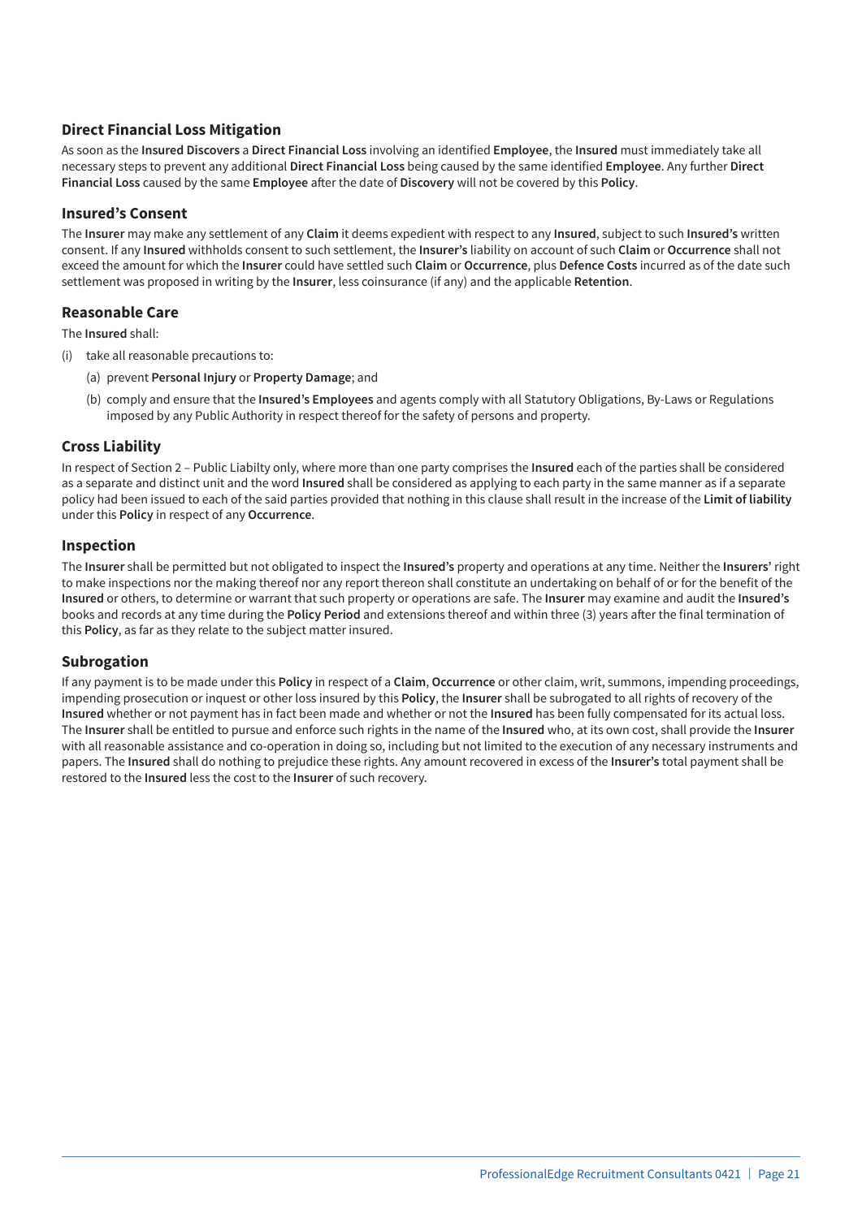## Direct Financial Loss Mitigation

As soon as the **Insured Discovers** a **Direct Financial Loss** involving an identified **Employee**, the **Insured** must immediately take all necessary steps to prevent any additional **Direct Financial Loss** being caused by the same identified **Employee**. Any further **Direct Financial Loss** caused by the same **Employee** after the date of **Discovery** will not be covered by this **Policy**.

## Insured's Consent

The **Insurer** may make any settlement of any **Claim** it deems expedient with respect to any **Insured**, subject to such **Insured's** written consent. If any **Insured** withholds consent to such settlement, the **Insurer's** liability on account of such **Claim** or **Occurrence** shall not exceed the amount for which the **Insurer** could have settled such **Claim** or **Occurrence**, plus **Defence Costs** incurred as of the date such settlement was proposed in writing by the **Insurer**, less coinsurance (if any) and the applicable **Retention**.

## Reasonable Care

The **Insured** shall:

(i) take all reasonable precautions to:

   (a) prevent **Personal Injury** or **Property Damage**; and

   (b) comply and ensure that the **Insured's Employees** and agents comply with all Statutory Obligations, By-Laws or Regulations imposed by any Public Authority in respect thereof for the safety of persons and property.

## Cross Liability

In respect of Section 2 – Public Liabilty only, where more than one party comprises the **Insured** each of the parties shall be considered as a separate and distinct unit and the word **Insured** shall be considered as applying to each party in the same manner as if a separate policy had been issued to each of the said parties provided that nothing in this clause shall result in the increase of the **Limit of liability** under this **Policy** in respect of any **Occurrence**.

## Inspection

The **Insurer** shall be permitted but not obligated to inspect the **Insured's** property and operations at any time. Neither the **Insurers'** right to make inspections nor the making thereof nor any report thereon shall constitute an undertaking on behalf of or for the benefit of the **Insured** or others, to determine or warrant that such property or operations are safe. The **Insurer** may examine and audit the **Insured's** books and records at any time during the **Policy Period** and extensions thereof and within three (3) years after the final termination of this **Policy**, as far as they relate to the subject matter insured.

## Subrogation

If any payment is to be made under this **Policy** in respect of a **Claim**, **Occurrence** or other claim, writ, summons, impending proceedings, impending prosecution or inquest or other loss insured by this **Policy**, the **Insurer** shall be subrogated to all rights of recovery of the **Insured** whether or not payment has in fact been made and whether or not the **Insured** has been fully compensated for its actual loss. The **Insurer** shall be entitled to pursue and enforce such rights in the name of the **Insured** who, at its own cost, shall provide the **Insurer** with all reasonable assistance and co-operation in doing so, including but not limited to the execution of any necessary instruments and papers. The **Insured** shall do nothing to prejudice these rights. Any amount recovered in excess of the **Insurer's** total payment shall be restored to the **Insured** less the cost to the **Insurer** of such recovery.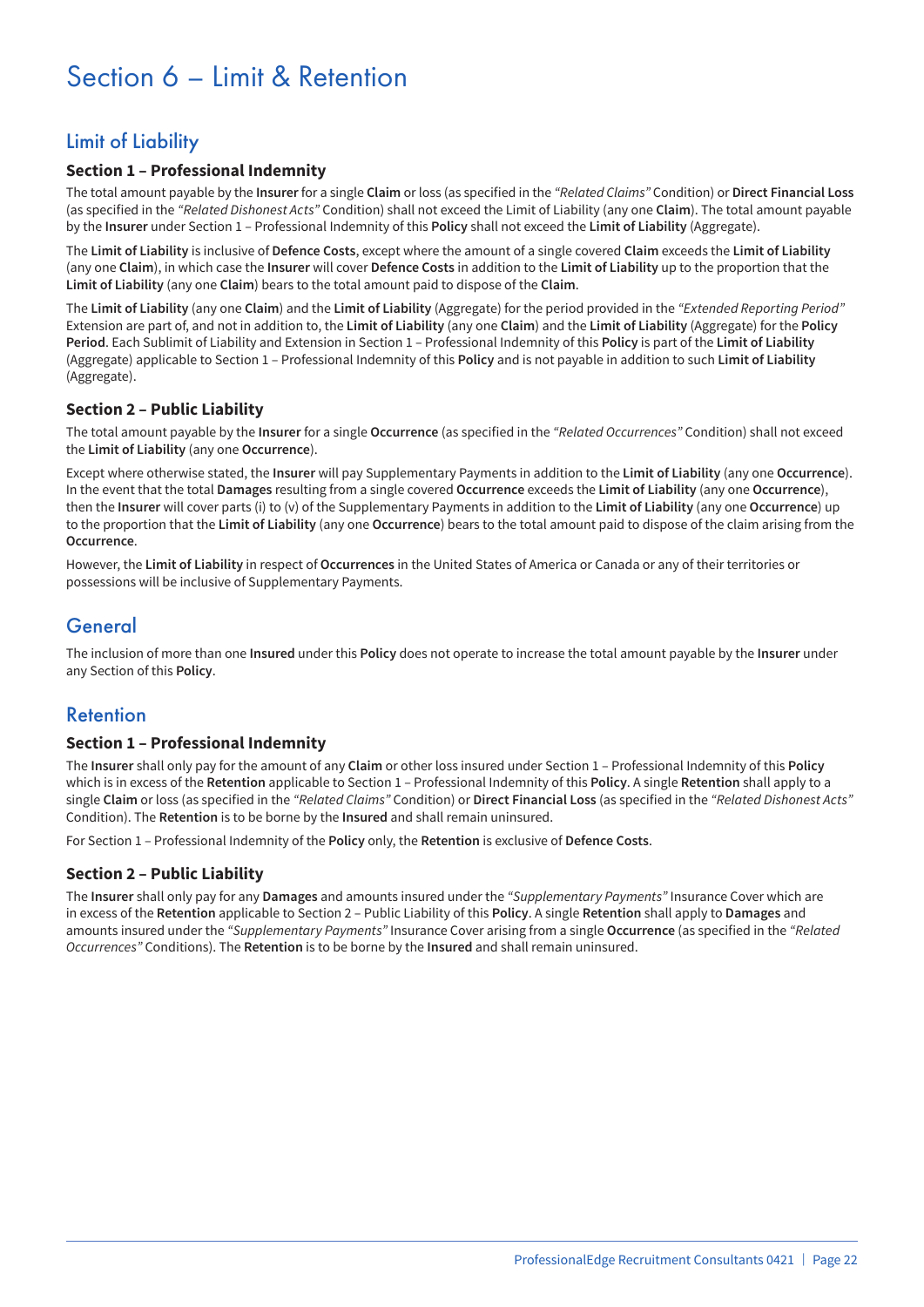# Section 6 – Limit & Retention

## Limit of Liability

### Section 1 – Professional Indemnity

The total amount payable by the **Insurer** for a single **Claim** or loss (as specified in the *"Related Claims"* Condition) or **Direct Financial Loss** (as specified in the *"Related Dishonest Acts"* Condition) shall not exceed the Limit of Liability (any one **Claim**). The total amount payable by the **Insurer** under Section 1 – Professional Indemnity of this **Policy** shall not exceed the **Limit of Liability** (Aggregate).

The **Limit of Liability** is inclusive of **Defence Costs**, except where the amount of a single covered **Claim** exceeds the **Limit of Liability** (any one **Claim**), in which case the **Insurer** will cover **Defence Costs** in addition to the **Limit of Liability** up to the proportion that the **Limit of Liability** (any one **Claim**) bears to the total amount paid to dispose of the **Claim**.

The **Limit of Liability** (any one **Claim**) and the **Limit of Liability** (Aggregate) for the period provided in the *"Extended Reporting Period"* Extension are part of, and not in addition to, the **Limit of Liability** (any one **Claim**) and the **Limit of Liability** (Aggregate) for the **Policy Period**. Each Sublimit of Liability and Extension in Section 1 – Professional Indemnity of this **Policy** is part of the **Limit of Liability** (Aggregate) applicable to Section 1 – Professional Indemnity of this **Policy** and is not payable in addition to such **Limit of Liability** (Aggregate).

### Section 2 – Public Liability

The total amount payable by the **Insurer** for a single **Occurrence** (as specified in the *"Related Occurrences"* Condition) shall not exceed the **Limit of Liability** (any one **Occurrence**).

Except where otherwise stated, the **Insurer** will pay Supplementary Payments in addition to the **Limit of Liability** (any one **Occurrence**). In the event that the total **Damages** resulting from a single covered **Occurrence** exceeds the **Limit of Liability** (any one **Occurrence**), then the **Insurer** will cover parts (i) to (v) of the Supplementary Payments in addition to the **Limit of Liability** (any one **Occurrence**) up to the proportion that the **Limit of Liability** (any one **Occurrence**) bears to the total amount paid to dispose of the claim arising from the **Occurrence**.

However, the **Limit of Liability** in respect of **Occurrences** in the United States of America or Canada or any of their territories or possessions will be inclusive of Supplementary Payments.

## General

The inclusion of more than one **Insured** under this **Policy** does not operate to increase the total amount payable by the **Insurer** under any Section of this **Policy**.

## Retention

### Section 1 – Professional Indemnity

The **Insurer** shall only pay for the amount of any **Claim** or other loss insured under Section 1 – Professional Indemnity of this **Policy** which is in excess of the **Retention** applicable to Section 1 – Professional Indemnity of this **Policy**. A single **Retention** shall apply to a single **Claim** or loss (as specified in the *"Related Claims"* Condition) or **Direct Financial Loss** (as specified in the *"Related Dishonest Acts"* Condition). The **Retention** is to be borne by the **Insured** and shall remain uninsured.

For Section 1 – Professional Indemnity of the **Policy** only, the **Retention** is exclusive of **Defence Costs**.

### Section 2 – Public Liability

The **Insurer** shall only pay for any **Damages** and amounts insured under the *"Supplementary Payments"* Insurance Cover which are in excess of the **Retention** applicable to Section 2 – Public Liability of this **Policy**. A single **Retention** shall apply to **Damages** and amounts insured under the *"Supplementary Payments"* Insurance Cover arising from a single **Occurrence** (as specified in the *"Related Occurrences"* Conditions). The **Retention** is to be borne by the **Insured** and shall remain uninsured.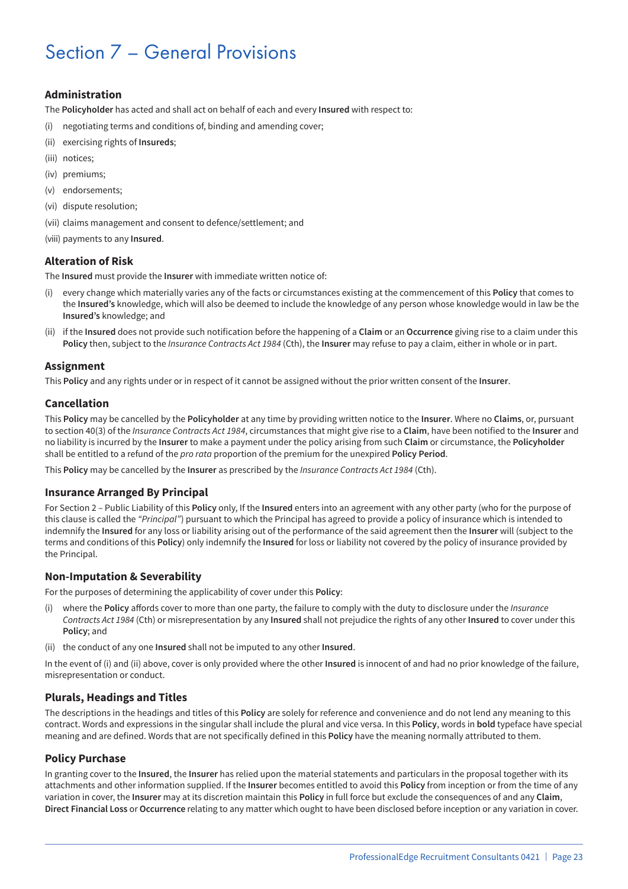# Section 7 – General Provisions

### Administration

The **Policyholder** has acted and shall act on behalf of each and every **Insured** with respect to:

(i) negotiating terms and conditions of, binding and amending cover;

(ii) exercising rights of **Insureds**;

(iii) notices;

(iv) premiums;

(v) endorsements;

(vi) dispute resolution;

(vii) claims management and consent to defence/settlement; and

(viii) payments to any **Insured**.

### Alteration of Risk

The **Insured** must provide the **Insurer** with immediate written notice of:

(i) every change which materially varies any of the facts or circumstances existing at the commencement of this **Policy** that comes to the **Insured's** knowledge, which will also be deemed to include the knowledge of any person whose knowledge would in law be the **Insured's** knowledge; and

(ii) if the **Insured** does not provide such notification before the happening of a **Claim** or an **Occurrence** giving rise to a claim under this **Policy** then, subject to the *Insurance Contracts Act 1984* (Cth), the **Insurer** may refuse to pay a claim, either in whole or in part.

### Assignment

This **Policy** and any rights under or in respect of it cannot be assigned without the prior written consent of the **Insurer**.

### Cancellation

This **Policy** may be cancelled by the **Policyholder** at any time by providing written notice to the **Insurer**. Where no **Claims**, or, pursuant to section 40(3) of the *Insurance Contracts Act 1984*, circumstances that might give rise to a **Claim**, have been notified to the **Insurer** and no liability is incurred by the **Insurer** to make a payment under the policy arising from such **Claim** or circumstance, the **Policyholder** shall be entitled to a refund of the *pro rata* proportion of the premium for the unexpired **Policy Period**.

This **Policy** may be cancelled by the **Insurer** as prescribed by the *Insurance Contracts Act 1984* (Cth).

### Insurance Arranged By Principal

For Section 2 – Public Liability of this **Policy** only, If the **Insured** enters into an agreement with any other party (who for the purpose of this clause is called the *"Principal"*) pursuant to which the Principal has agreed to provide a policy of insurance which is intended to indemnify the **Insured** for any loss or liability arising out of the performance of the said agreement then the **Insurer** will (subject to the terms and conditions of this **Policy**) only indemnify the **Insured** for loss or liability not covered by the policy of insurance provided by the Principal.

### Non-Imputation & Severability

For the purposes of determining the applicability of cover under this **Policy**:

(i) where the **Policy** affords cover to more than one party, the failure to comply with the duty to disclosure under the *Insurance Contracts Act 1984* (Cth) or misrepresentation by any **Insured** shall not prejudice the rights of any other **Insured** to cover under this **Policy**; and

(ii) the conduct of any one **Insured** shall not be imputed to any other **Insured**.

In the event of (i) and (ii) above, cover is only provided where the other **Insured** is innocent of and had no prior knowledge of the failure, misrepresentation or conduct.

### Plurals, Headings and Titles

The descriptions in the headings and titles of this **Policy** are solely for reference and convenience and do not lend any meaning to this contract. Words and expressions in the singular shall include the plural and vice versa. In this **Policy**, words in **bold** typeface have special meaning and are defined. Words that are not specifically defined in this **Policy** have the meaning normally attributed to them.

### Policy Purchase

In granting cover to the **Insured**, the **Insurer** has relied upon the material statements and particulars in the proposal together with its attachments and other information supplied. If the **Insurer** becomes entitled to avoid this **Policy** from inception or from the time of any variation in cover, the **Insurer** may at its discretion maintain this **Policy** in full force but exclude the consequences of and any **Claim**, **Direct Financial Loss** or **Occurrence** relating to any matter which ought to have been disclosed before inception or any variation in cover.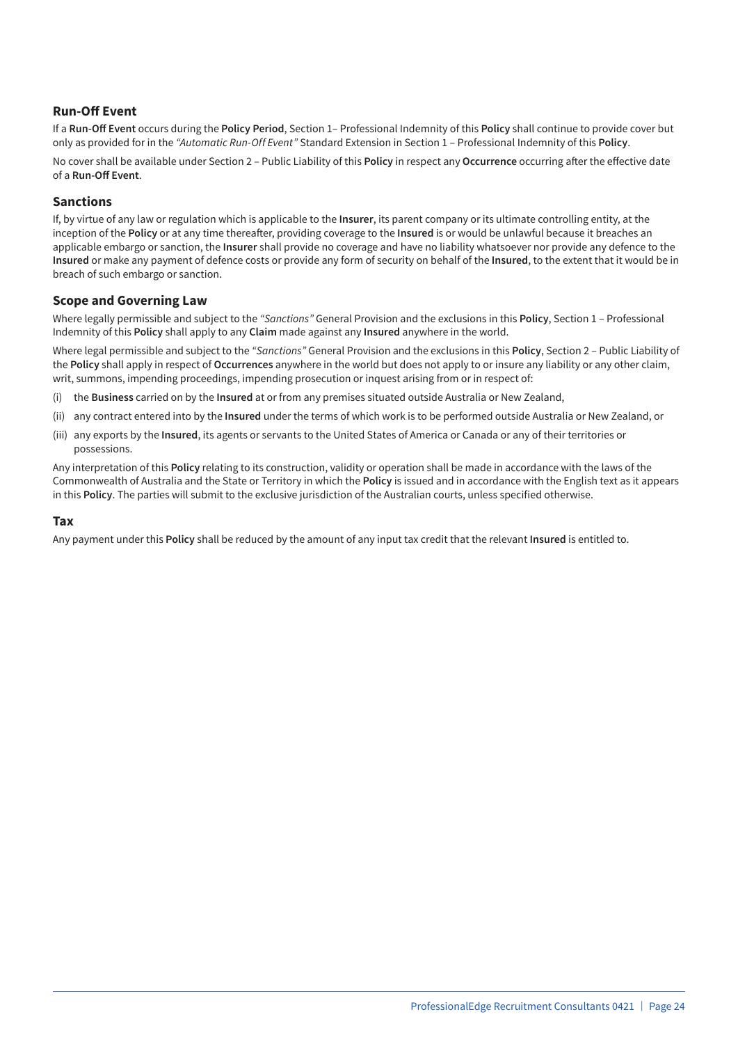### Run-Off Event

If a **Run-Off Event** occurs during the **Policy Period**, Section 1– Professional Indemnity of this **Policy** shall continue to provide cover but only as provided for in the *"Automatic Run-Off Event"* Standard Extension in Section 1 – Professional Indemnity of this **Policy**.

No cover shall be available under Section 2 – Public Liability of this **Policy** in respect any **Occurrence** occurring after the effective date of a **Run-Off Event**.

### Sanctions

If, by virtue of any law or regulation which is applicable to the **Insurer**, its parent company or its ultimate controlling entity, at the inception of the **Policy** or at any time thereafter, providing coverage to the **Insured** is or would be unlawful because it breaches an applicable embargo or sanction, the **Insurer** shall provide no coverage and have no liability whatsoever nor provide any defence to the **Insured** or make any payment of defence costs or provide any form of security on behalf of the **Insured**, to the extent that it would be in breach of such embargo or sanction.

### Scope and Governing Law

Where legally permissible and subject to the *"Sanctions"* General Provision and the exclusions in this **Policy**, Section 1 – Professional Indemnity of this **Policy** shall apply to any **Claim** made against any **Insured** anywhere in the world.

Where legal permissible and subject to the *"Sanctions"* General Provision and the exclusions in this **Policy**, Section 2 – Public Liability of the **Policy** shall apply in respect of **Occurrences** anywhere in the world but does not apply to or insure any liability or any other claim, writ, summons, impending proceedings, impending prosecution or inquest arising from or in respect of:

(i) the **Business** carried on by the **Insured** at or from any premises situated outside Australia or New Zealand,

(ii) any contract entered into by the **Insured** under the terms of which work is to be performed outside Australia or New Zealand, or

(iii) any exports by the **Insured**, its agents or servants to the United States of America or Canada or any of their territories or possessions.

Any interpretation of this **Policy** relating to its construction, validity or operation shall be made in accordance with the laws of the Commonwealth of Australia and the State or Territory in which the **Policy** is issued and in accordance with the English text as it appears in this **Policy**. The parties will submit to the exclusive jurisdiction of the Australian courts, unless specified otherwise.

### Tax

Any payment under this **Policy** shall be reduced by the amount of any input tax credit that the relevant **Insured** is entitled to.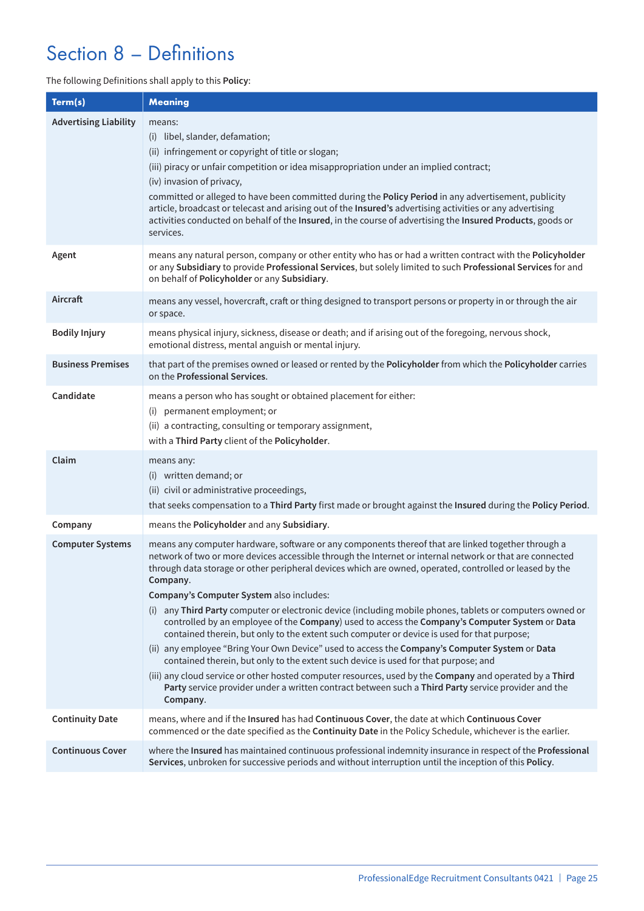# Section 8 – Definitions

The following Definitions shall apply to this **Policy**:

| Term(s) | Meaning |
|---|---|
| **Advertising Liability** | means:<br>(i) libel, slander, defamation;<br>(ii) infringement or copyright of title or slogan;<br>(iii) piracy or unfair competition or idea misappropriation under an implied contract;<br>(iv) invasion of privacy,<br>committed or alleged to have been committed during the **Policy Period** in any advertisement, publicity article, broadcast or telecast and arising out of the **Insured's** advertising activities or any advertising activities conducted on behalf of the **Insured**, in the course of advertising the **Insured Products**, goods or services. |
| **Agent** | means any natural person, company or other entity who has or had a written contract with the **Policyholder** or any **Subsidiary** to provide **Professional Services**, but solely limited to such **Professional Services** for and on behalf of **Policyholder** or any **Subsidiary**. |
| **Aircraft** | means any vessel, hovercraft, craft or thing designed to transport persons or property in or through the air or space. |
| **Bodily Injury** | means physical injury, sickness, disease or death; and if arising out of the foregoing, nervous shock, emotional distress, mental anguish or mental injury. |
| **Business Premises** | that part of the premises owned or leased or rented by the **Policyholder** from which the **Policyholder** carries on the **Professional Services**. |
| **Candidate** | means a person who has sought or obtained placement for either:<br>(i) permanent employment; or<br>(ii) a contracting, consulting or temporary assignment,<br>with a **Third Party** client of the **Policyholder**. |
| **Claim** | means any:<br>(i) written demand; or<br>(ii) civil or administrative proceedings,<br>that seeks compensation to a **Third Party** first made or brought against the **Insured** during the **Policy Period**. |
| **Company** | means the **Policyholder** and any **Subsidiary**. |
| **Computer Systems** | means any computer hardware, software or any components thereof that are linked together through a network of two or more devices accessible through the Internet or internal network or that are connected through data storage or other peripheral devices which are owned, operated, controlled or leased by the **Company**.<br>**Company's Computer System** also includes:<br>(i) any **Third Party** computer or electronic device (including mobile phones, tablets or computers owned or controlled by an employee of the **Company**) used to access the **Company's Computer System** or **Data** contained therein, but only to the extent such computer or device is used for that purpose;<br>(ii) any employee "Bring Your Own Device" used to access the **Company's Computer System** or **Data** contained therein, but only to the extent such device is used for that purpose; and<br>(iii) any cloud service or other hosted computer resources, used by the **Company** and operated by a **Third Party** service provider under a written contract between such a **Third Party** service provider and the **Company**. |
| **Continuity Date** | means, where and if the **Insured** has had **Continuous Cover**, the date at which **Continuous Cover** commenced or the date specified as the **Continuity Date** in the Policy Schedule, whichever is the earlier. |
| **Continuous Cover** | where the **Insured** has maintained continuous professional indemnity insurance in respect of the **Professional Services**, unbroken for successive periods and without interruption until the inception of this **Policy**. |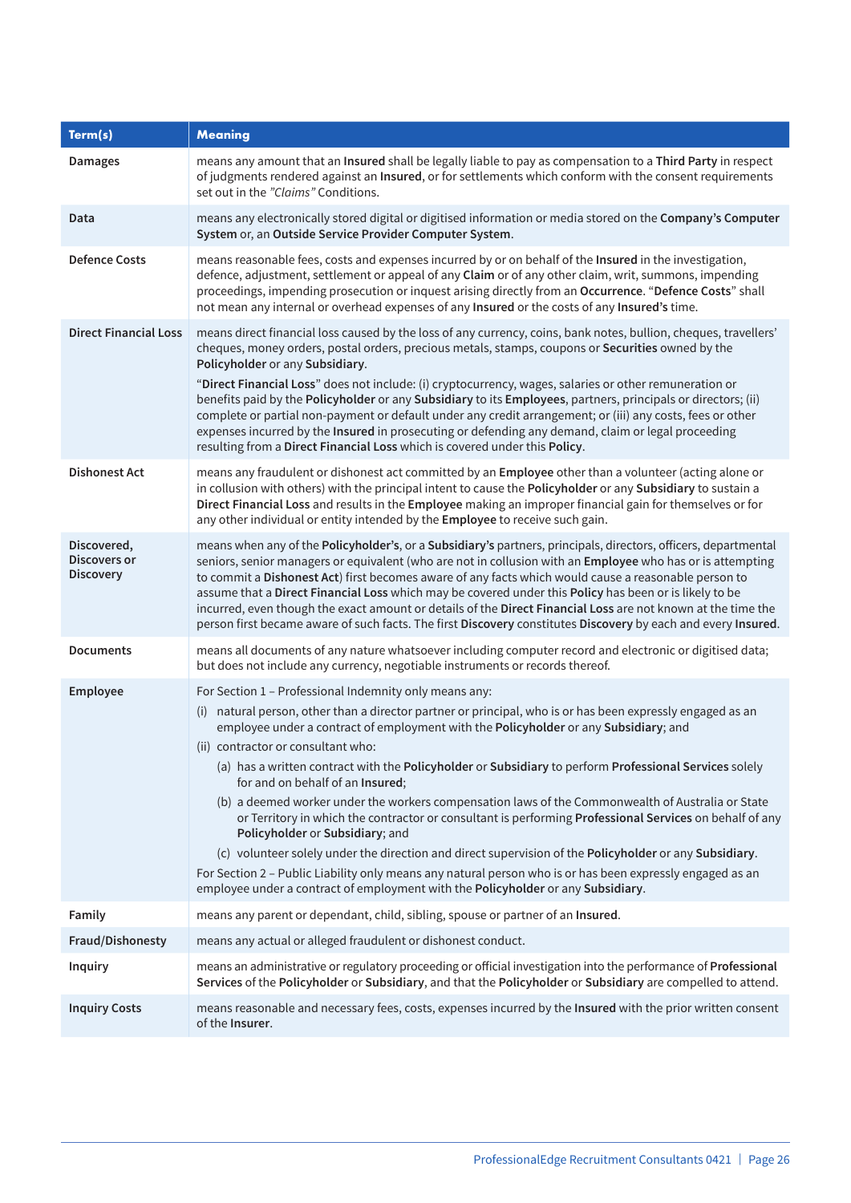| Term(s) | Meaning |
|---|---|
| **Damages** | means any amount that an **Insured** shall be legally liable to pay as compensation to a **Third Party** in respect of judgments rendered against an **Insured**, or for settlements which conform with the consent requirements set out in the *"Claims"* Conditions. |
| **Data** | means any electronically stored digital or digitised information or media stored on the **Company's Computer System** or, an **Outside Service Provider Computer System**. |
| **Defence Costs** | means reasonable fees, costs and expenses incurred by or on behalf of the **Insured** in the investigation, defence, adjustment, settlement or appeal of any **Claim** or of any other claim, writ, summons, impending proceedings, impending prosecution or inquest arising directly from an **Occurrence**. "**Defence Costs**" shall not mean any internal or overhead expenses of any **Insured** or the costs of any **Insured's** time. |
| **Direct Financial Loss** | means direct financial loss caused by the loss of any currency, coins, bank notes, bullion, cheques, travellers' cheques, money orders, postal orders, precious metals, stamps, coupons or **Securities** owned by the **Policyholder** or any **Subsidiary**.<br><br>"**Direct Financial Loss**" does not include: (i) cryptocurrency, wages, salaries or other remuneration or benefits paid by the **Policyholder** or any **Subsidiary** to its **Employees**, partners, principals or directors; (ii) complete or partial non-payment or default under any credit arrangement; or (iii) any costs, fees or other expenses incurred by the **Insured** in prosecuting or defending any demand, claim or legal proceeding resulting from a **Direct Financial Loss** which is covered under this **Policy**. |
| **Dishonest Act** | means any fraudulent or dishonest act committed by an **Employee** other than a volunteer (acting alone or in collusion with others) with the principal intent to cause the **Policyholder** or any **Subsidiary** to sustain a **Direct Financial Loss** and results in the **Employee** making an improper financial gain for themselves or for any other individual or entity intended by the **Employee** to receive such gain. |
| **Discovered, Discovers or Discovery** | means when any of the **Policyholder's**, or a **Subsidiary's** partners, principals, directors, officers, departmental seniors, senior managers or equivalent (who are not in collusion with an **Employee** who has or is attempting to commit a **Dishonest Act**) first becomes aware of any facts which would cause a reasonable person to assume that a **Direct Financial Loss** which may be covered under this **Policy** has been or is likely to be incurred, even though the exact amount or details of the **Direct Financial Loss** are not known at the time the person first became aware of such facts. The first **Discovery** constitutes **Discovery** by each and every **Insured**. |
| **Documents** | means all documents of any nature whatsoever including computer record and electronic or digitised data; but does not include any currency, negotiable instruments or records thereof. |
| **Employee** | For Section 1 – Professional Indemnity only means any:<br>(i) natural person, other than a director partner or principal, who is or has been expressly engaged as an employee under a contract of employment with the **Policyholder** or any **Subsidiary**; and<br>(ii) contractor or consultant who:<br>(a) has a written contract with the **Policyholder** or **Subsidiary** to perform **Professional Services** solely for and on behalf of an **Insured**;<br>(b) a deemed worker under the workers compensation laws of the Commonwealth of Australia or State or Territory in which the contractor or consultant is performing **Professional Services** on behalf of any **Policyholder** or **Subsidiary**; and<br>(c) volunteer solely under the direction and direct supervision of the **Policyholder** or any **Subsidiary**.<br>For Section 2 – Public Liability only means any natural person who is or has been expressly engaged as an employee under a contract of employment with the **Policyholder** or any **Subsidiary**. |
| **Family** | means any parent or dependant, child, sibling, spouse or partner of an **Insured**. |
| **Fraud/Dishonesty** | means any actual or alleged fraudulent or dishonest conduct. |
| **Inquiry** | means an administrative or regulatory proceeding or official investigation into the performance of **Professional Services** of the **Policyholder** or **Subsidiary**, and that the **Policyholder** or **Subsidiary** are compelled to attend. |
| **Inquiry Costs** | means reasonable and necessary fees, costs, expenses incurred by the **Insured** with the prior written consent of the **Insurer**. |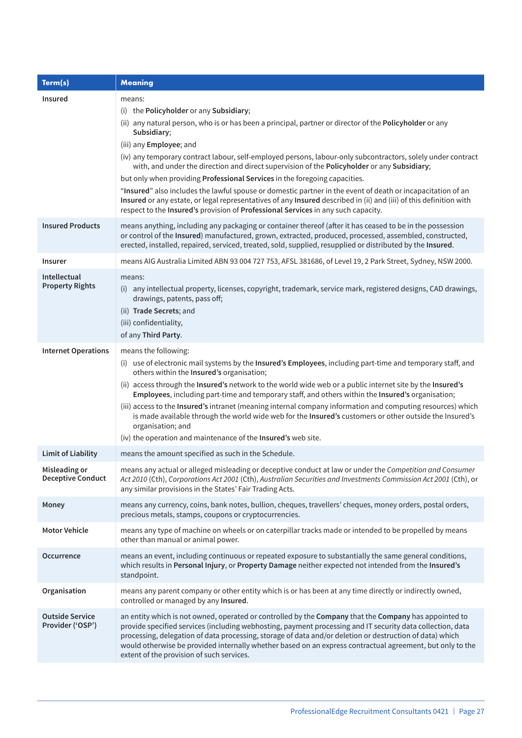| Term(s) | Meaning |
|---|---|
| **Insured** | means:<br>(i) the **Policyholder** or any **Subsidiary**;<br>(ii) any natural person, who is or has been a principal, partner or director of the **Policyholder** or any **Subsidiary**;<br>(iii) any **Employee**; and<br>(iv) any temporary contract labour, self-employed persons, labour-only subcontractors, solely under contract with, and under the direction and direct supervision of the **Policyholder** or any **Subsidiary**;<br>but only when providing **Professional Services** in the foregoing capacities.<br>"**Insured**" also includes the lawful spouse or domestic partner in the event of death or incapacitation of an **Insured** or any estate, or legal representatives of any **Insured** described in (ii) and (iii) of this definition with respect to the **Insured's** provision of **Professional Services** in any such capacity. |
| **Insured Products** | means anything, including any packaging or container thereof (after it has ceased to be in the possession or control of the **Insured**) manufactured, grown, extracted, produced, processed, assembled, constructed, erected, installed, repaired, serviced, treated, sold, supplied, resupplied or distributed by the **Insured**. |
| **Insurer** | means AIG Australia Limited ABN 93 004 727 753, AFSL 381686, of Level 19, 2 Park Street, Sydney, NSW 2000. |
| **Intellectual Property Rights** | means:<br>(i) any intellectual property, licenses, copyright, trademark, service mark, registered designs, CAD drawings, drawings, patents, pass off;<br>(ii) **Trade Secrets**; and<br>(iii) confidentiality,<br>of any **Third Party**. |
| **Internet Operations** | means the following:<br>(i) use of electronic mail systems by the **Insured's Employees**, including part-time and temporary staff, and others within the **Insured's** organisation;<br>(ii) access through the **Insured's** network to the world wide web or a public internet site by the **Insured's Employees**, including part-time and temporary staff, and others within the **Insured's** organisation;<br>(iii) access to the **Insured's** intranet (meaning internal company information and computing resources) which is made available through the world wide web for the **Insured's** customers or other outside the Insured's organisation; and<br>(iv) the operation and maintenance of the **Insured's** web site. |
| **Limit of Liability** | means the amount specified as such in the Schedule. |
| **Misleading or Deceptive Conduct** | means any actual or alleged misleading or deceptive conduct at law or under the *Competition and Consumer Act 2010* (Cth), *Corporations Act 2001* (Cth), *Australian Securities and Investments Commission Act 2001* (Cth), or any similar provisions in the States' Fair Trading Acts. |
| **Money** | means any currency, coins, bank notes, bullion, cheques, travellers' cheques, money orders, postal orders, precious metals, stamps, coupons or cryptocurrencies. |
| **Motor Vehicle** | means any type of machine on wheels or on caterpillar tracks made or intended to be propelled by means other than manual or animal power. |
| **Occurrence** | means an event, including continuous or repeated exposure to substantially the same general conditions, which results in **Personal Injury**, or **Property Damage** neither expected not intended from the **Insured's** standpoint. |
| **Organisation** | means any parent company or other entity which is or has been at any time directly or indirectly owned, controlled or managed by any **Insured**. |
| **Outside Service Provider ('OSP')** | an entity which is not owned, operated or controlled by the **Company** that the **Company** has appointed to provide specified services (including webhosting, payment processing and IT security data collection, data processing, delegation of data processing, storage of data and/or deletion or destruction of data) which would otherwise be provided internally whether based on an express contractual agreement, but only to the extent of the provision of such services. |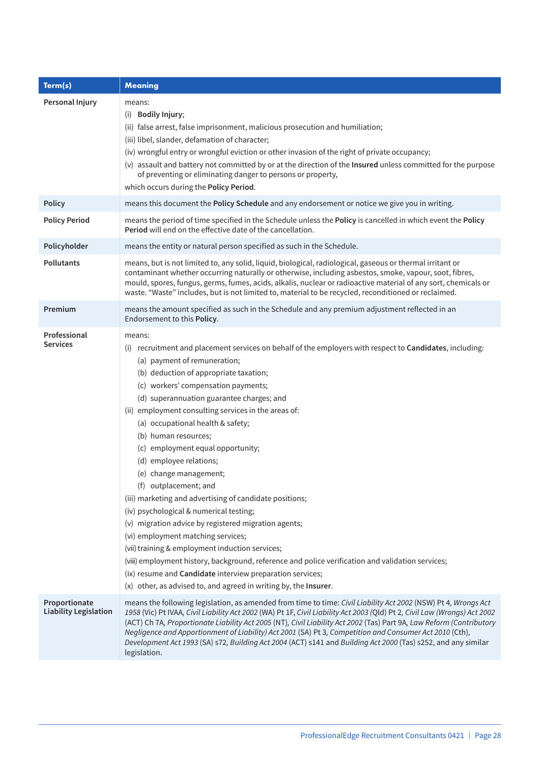| Term(s) | Meaning |
|---|---|
| **Personal Injury** | means:<br>(i) **Bodily Injury**;<br>(ii) false arrest, false imprisonment, malicious prosecution and humiliation;<br>(iii) libel, slander, defamation of character;<br>(iv) wrongful entry or wrongful eviction or other invasion of the right of private occupancy;<br>(v) assault and battery not committed by or at the direction of the **Insured** unless committed for the purpose of preventing or eliminating danger to persons or property,<br>which occurs during the **Policy Period**. |
| **Policy** | means this document the **Policy Schedule** and any endorsement or notice we give you in writing. |
| **Policy Period** | means the period of time specified in the Schedule unless the **Policy** is cancelled in which event the **Policy Period** will end on the effective date of the cancellation. |
| **Policyholder** | means the entity or natural person specified as such in the Schedule. |
| **Pollutants** | means, but is not limited to, any solid, liquid, biological, radiological, gaseous or thermal irritant or contaminant whether occurring naturally or otherwise, including asbestos, smoke, vapour, soot, fibres, mould, spores, fungus, germs, fumes, acids, alkalis, nuclear or radioactive material of any sort, chemicals or waste. "Waste" includes, but is not limited to, material to be recycled, reconditioned or reclaimed. |
| **Premium** | means the amount specified as such in the Schedule and any premium adjustment reflected in an Endorsement to this **Policy**. |
| **Professional Services** | means:<br>(i) recruitment and placement services on behalf of the employers with respect to **Candidates**, including:<br>(a) payment of remuneration;<br>(b) deduction of appropriate taxation;<br>(c) workers' compensation payments;<br>(d) superannuation guarantee charges; and<br>(ii) employment consulting services in the areas of:<br>(a) occupational health & safety;<br>(b) human resources;<br>(c) employment equal opportunity;<br>(d) employee relations;<br>(e) change management;<br>(f) outplacement; and<br>(iii) marketing and advertising of candidate positions;<br>(iv) psychological & numerical testing;<br>(v) migration advice by registered migration agents;<br>(vi) employment matching services;<br>(vii) training & employment induction services;<br>(viii) employment history, background, reference and police verification and validation services;<br>(ix) resume and **Candidate** interview preparation services;<br>(x) other, as advised to, and agreed in writing by, the **Insurer**. |
| **Proportionate Liability Legislation** | means the following legislation, as amended from time to time: *Civil Liability Act 2002* (NSW) Pt 4, *Wrongs Act 1958* (Vic) Pt IVAA, *Civil Liability Act 2002* (WA) Pt 1F, *Civil Liability Act 2003* (Qld) Pt 2, *Civil Law (Wrongs) Act 2002* (ACT) Ch 7A, *Proportionate Liability Act 2005* (NT), *Civil Liability Act 2002* (Tas) Part 9A, *Law Reform (Contributory Negligence and Apportionment of Liability) Act 2001* (SA) Pt 3, *Competition and Consumer Act 2010* (Cth), *Development Act 1993* (SA) s72, *Building Act 2004* (ACT) s141 and *Building Act 2000* (Tas) s252, and any similar legislation. |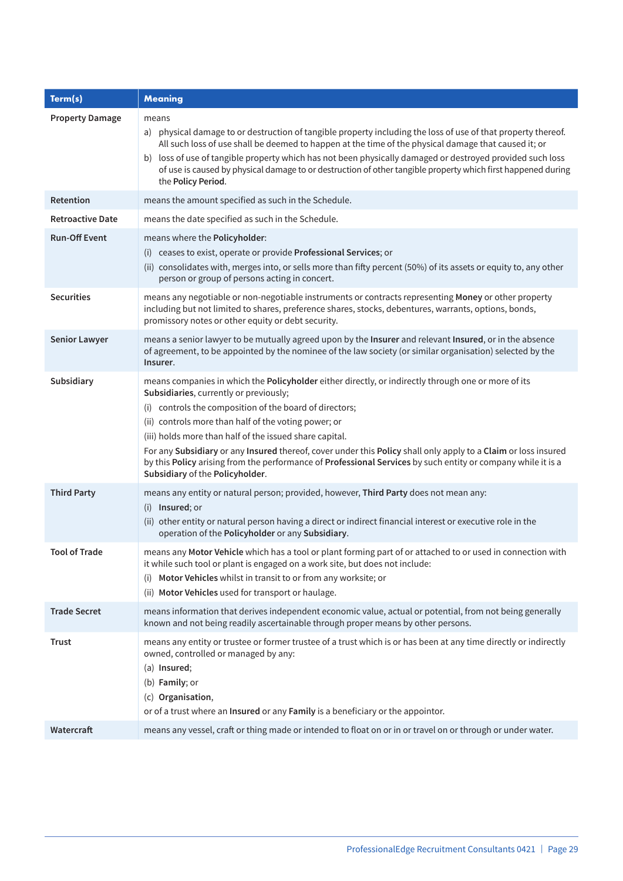| Term(s) | Meaning |
|---|---|
| **Property Damage** | means<br>a) physical damage to or destruction of tangible property including the loss of use of that property thereof. All such loss of use shall be deemed to happen at the time of the physical damage that caused it; or<br>b) loss of use of tangible property which has not been physically damaged or destroyed provided such loss of use is caused by physical damage to or destruction of other tangible property which first happened during the **Policy Period**. |
| **Retention** | means the amount specified as such in the Schedule. |
| **Retroactive Date** | means the date specified as such in the Schedule. |
| **Run-Off Event** | means where the **Policyholder**:<br>(i) ceases to exist, operate or provide **Professional Services**; or<br>(ii) consolidates with, merges into, or sells more than fifty percent (50%) of its assets or equity to, any other person or group of persons acting in concert. |
| **Securities** | means any negotiable or non-negotiable instruments or contracts representing **Money** or other property including but not limited to shares, preference shares, stocks, debentures, warrants, options, bonds, promissory notes or other equity or debt security. |
| **Senior Lawyer** | means a senior lawyer to be mutually agreed upon by the **Insurer** and relevant **Insured**, or in the absence of agreement, to be appointed by the nominee of the law society (or similar organisation) selected by the **Insurer**. |
| **Subsidiary** | means companies in which the **Policyholder** either directly, or indirectly through one or more of its **Subsidiaries**, currently or previously;<br>(i) controls the composition of the board of directors;<br>(ii) controls more than half of the voting power; or<br>(iii) holds more than half of the issued share capital.<br>For any **Subsidiary** or any **Insured** thereof, cover under this **Policy** shall only apply to a **Claim** or loss insured by this **Policy** arising from the performance of **Professional Services** by such entity or company while it is a **Subsidiary** of the **Policyholder**. |
| **Third Party** | means any entity or natural person; provided, however, **Third Party** does not mean any:<br>(i) **Insured**; or<br>(ii) other entity or natural person having a direct or indirect financial interest or executive role in the operation of the **Policyholder** or any **Subsidiary**. |
| **Tool of Trade** | means any **Motor Vehicle** which has a tool or plant forming part of or attached to or used in connection with it while such tool or plant is engaged on a work site, but does not include:<br>(i) **Motor Vehicles** whilst in transit to or from any worksite; or<br>(ii) **Motor Vehicles** used for transport or haulage. |
| **Trade Secret** | means information that derives independent economic value, actual or potential, from not being generally known and not being readily ascertainable through proper means by other persons. |
| **Trust** | means any entity or trustee or former trustee of a trust which is or has been at any time directly or indirectly owned, controlled or managed by any:<br>(a) **Insured**;<br>(b) **Family**; or<br>(c) **Organisation**,<br>or of a trust where an **Insured** or any **Family** is a beneficiary or the appointor. |
| **Watercraft** | means any vessel, craft or thing made or intended to float on or in or travel on or through or under water. |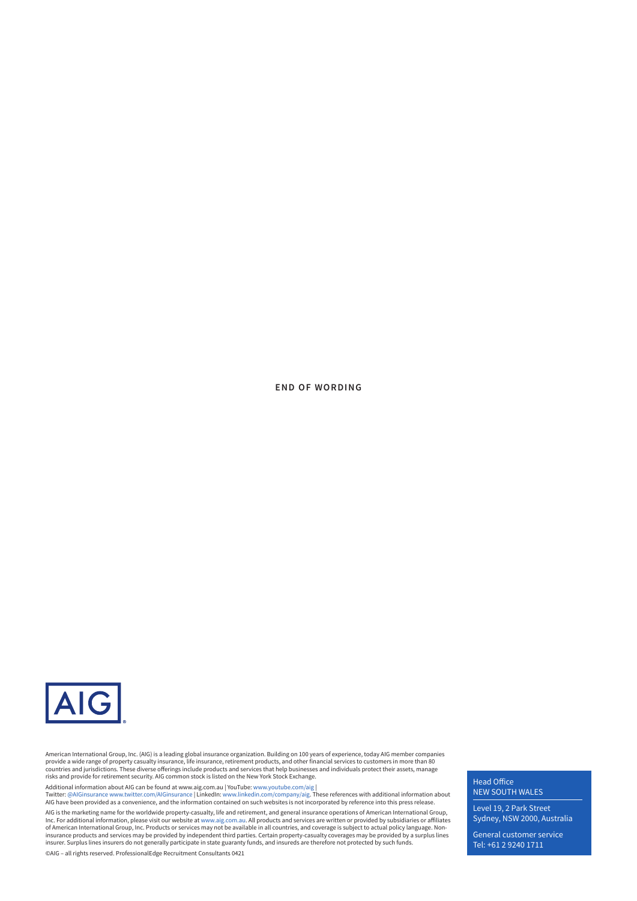**END OF WORDING**

AIG

American International Group, Inc. (AIG) is a leading global insurance organization. Building on 100 years of experience, today AIG member companies provide a wide range of property casualty insurance, life insurance, retirement products, and other financial services to customers in more than 80 countries and jurisdictions. These diverse offerings include products and services that help businesses and individuals protect their assets, manage risks and provide for retirement security. AIG common stock is listed on the New York Stock Exchange.

Additional information about AIG can be found at www.aig.com.au | YouTube: www.youtube.com/aig | Twitter: @AIGinsurance www.twitter.com/AIGinsurance | LinkedIn: www.linkedin.com/company/aig. These references with additional information about AIG have been provided as a convenience, and the information contained on such websites is not incorporated by reference into this press release.

AIG is the marketing name for the worldwide property-casualty, life and retirement, and general insurance operations of American International Group, Inc. For additional information, please visit our website at www.aig.com.au. All products and services are written or provided by subsidiaries or affiliates of American International Group, Inc. Products or services may not be available in all countries, and coverage is subject to actual policy language. Non-insurance products and services may be provided by independent third parties. Certain property-casualty coverages may be provided by a surplus lines insurer. Surplus lines insurers do not generally participate in state guaranty funds, and insureds are therefore not protected by such funds.

©AIG – all rights reserved. ProfessionalEdge Recruitment Consultants 0421

Head Office
NEW SOUTH WALES

Level 19, 2 Park Street
Sydney, NSW 2000, Australia

General customer service
Tel: +61 2 9240 1711